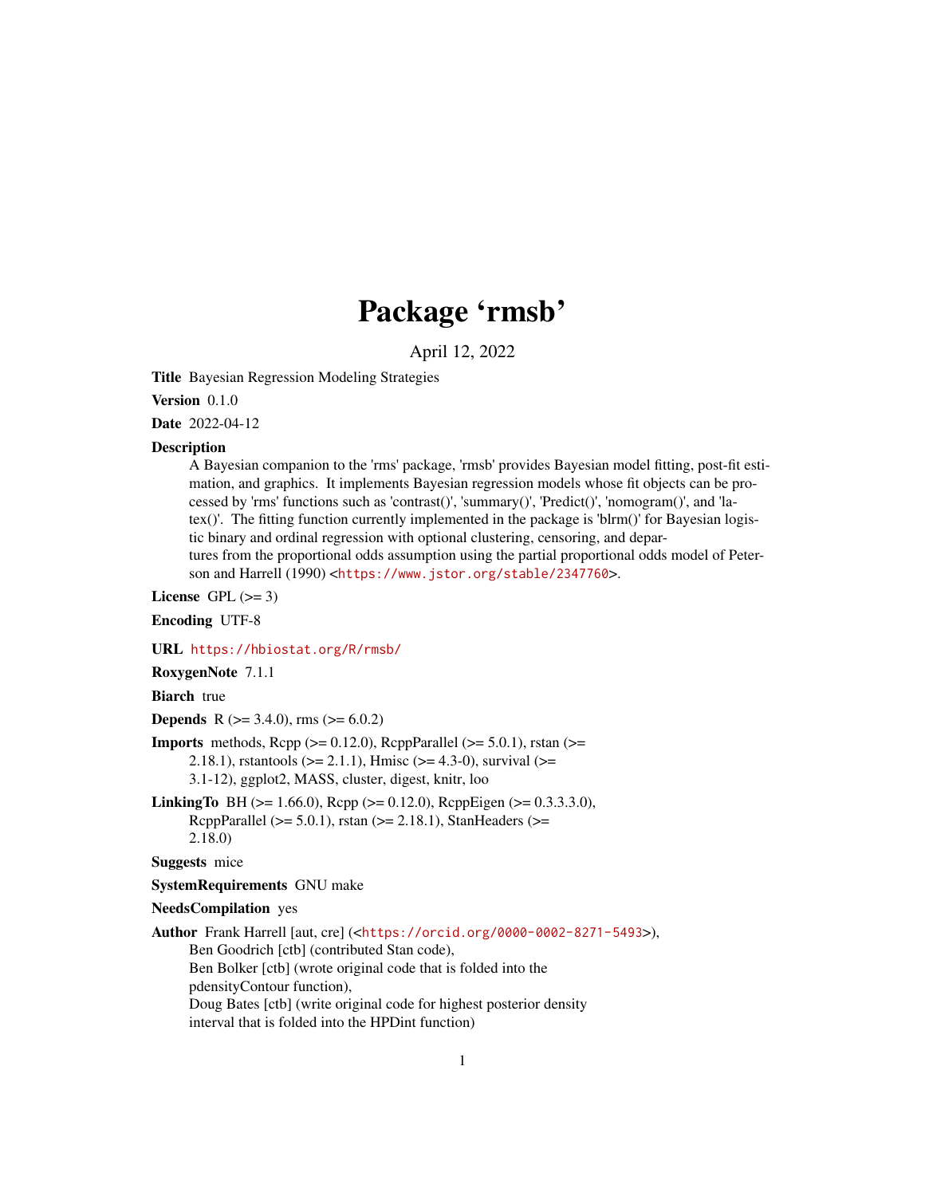# Package 'rmsb'

April 12, 2022

**Title** Bayesian Regression Modeling Strategies

**Version** 0.1.0

**Date** 2022-04-12

**Description** A Bayesian companion to the 'rms' package, 'rmsb' provides Bayesian model fitting, post-fit estimation, and graphics. It implements Bayesian regression models whose fit objects can be processed by 'rms' functions such as 'contrast()', 'summary()', 'Predict()', 'nomogram()', and 'latex()'. The fitting function currently implemented in the package is 'blrm()' for Bayesian logistic binary and ordinal regression with optional clustering, censoring, and departures from the proportional odds assumption using the partial proportional odds model of Peterson and Harrell (1990) <https://www.jstor.org/stable/2347760>.

**License** GPL (>= 3)

**Encoding** UTF-8

**URL** https://hbiostat.org/R/rmsb/

**RoxygenNote** 7.1.1

**Biarch** true

**Depends** R (>= 3.4.0), rms (>= 6.0.2)

**Imports** methods, Rcpp (>= 0.12.0), RcppParallel (>= 5.0.1), rstan (>= 2.18.1), rstantools (>= 2.1.1), Hmisc (>= 4.3-0), survival (>= 3.1-12), ggplot2, MASS, cluster, digest, knitr, loo

**LinkingTo** BH (>= 1.66.0), Rcpp (>= 0.12.0), RcppEigen (>= 0.3.3.3.0), RcppParallel (>= 5.0.1), rstan (>= 2.18.1), StanHeaders (>= 2.18.0)

**Suggests** mice

**SystemRequirements** GNU make

**NeedsCompilation** yes

**Author** Frank Harrell [aut, cre] (<https://orcid.org/0000-0002-8271-5493>),
Ben Goodrich [ctb] (contributed Stan code),
Ben Bolker [ctb] (wrote original code that is folded into the pdensityContour function),
Doug Bates [ctb] (write original code for highest posterior density interval that is folded into the HPDint function)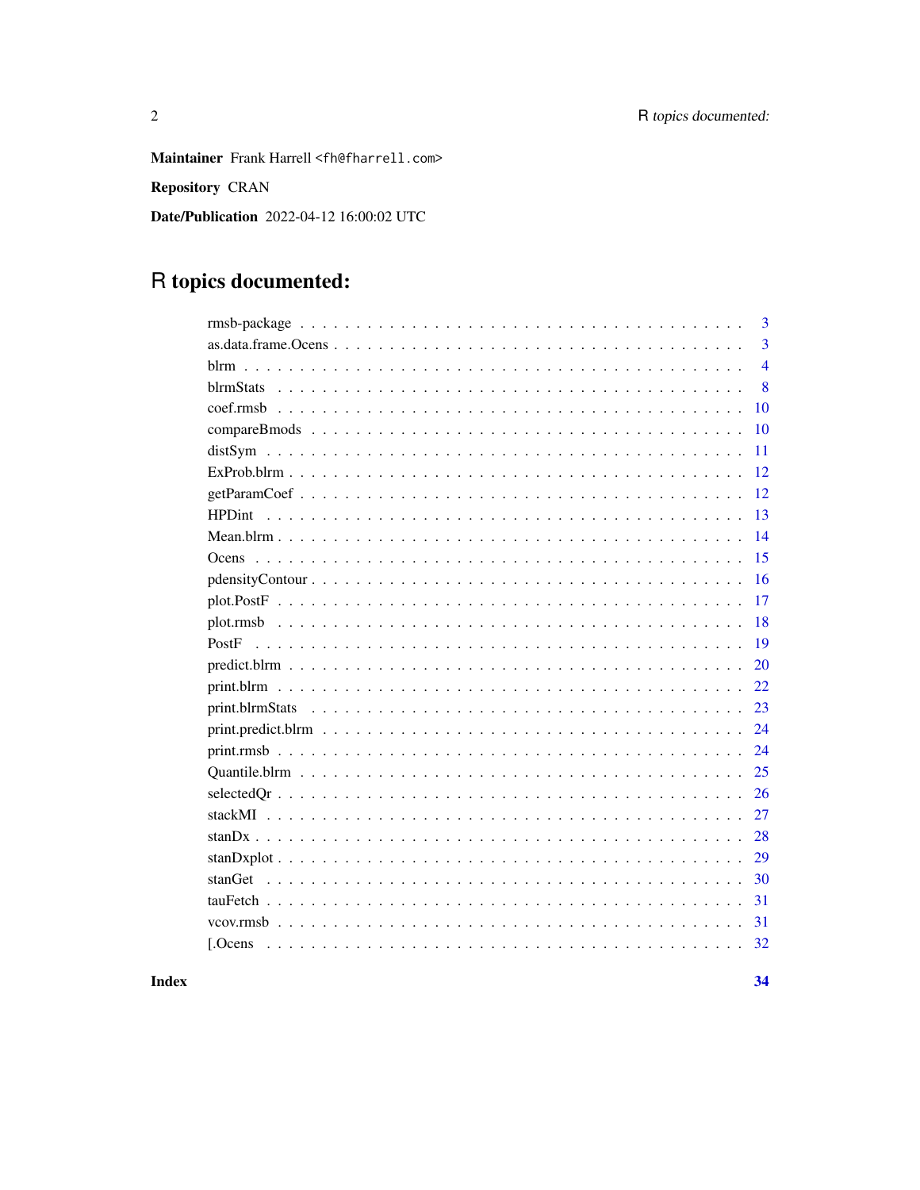**Maintainer** Frank Harrell <fh@fharrell.com>

**Repository** CRAN

**Date/Publication** 2022-04-12 16:00:02 UTC

# R topics documented:

| | |
|---|---|
| rmsb-package | 3 |
| as.data.frame.Ocens | 3 |
| blrm | 4 |
| blrmStats | 8 |
| coef.rmsb | 10 |
| compareBmods | 10 |
| distSym | 11 |
| ExProb.blrm | 12 |
| getParamCoef | 12 |
| HPDint | 13 |
| Mean.blrm | 14 |
| Ocens | 15 |
| pdensityContour | 16 |
| plot.PostF | 17 |
| plot.rmsb | 18 |
| PostF | 19 |
| predict.blrm | 20 |
| print.blrm | 22 |
| print.blrmStats | 23 |
| print.predict.blrm | 24 |
| print.rmsb | 24 |
| Quantile.blrm | 25 |
| selectedQr | 26 |
| stackMI | 27 |
| stanDx | 28 |
| stanDxplot | 29 |
| stanGet | 30 |
| tauFetch | 31 |
| vcov.rmsb | 31 |
| [.Ocens | 32 |
| **Index** | **34** |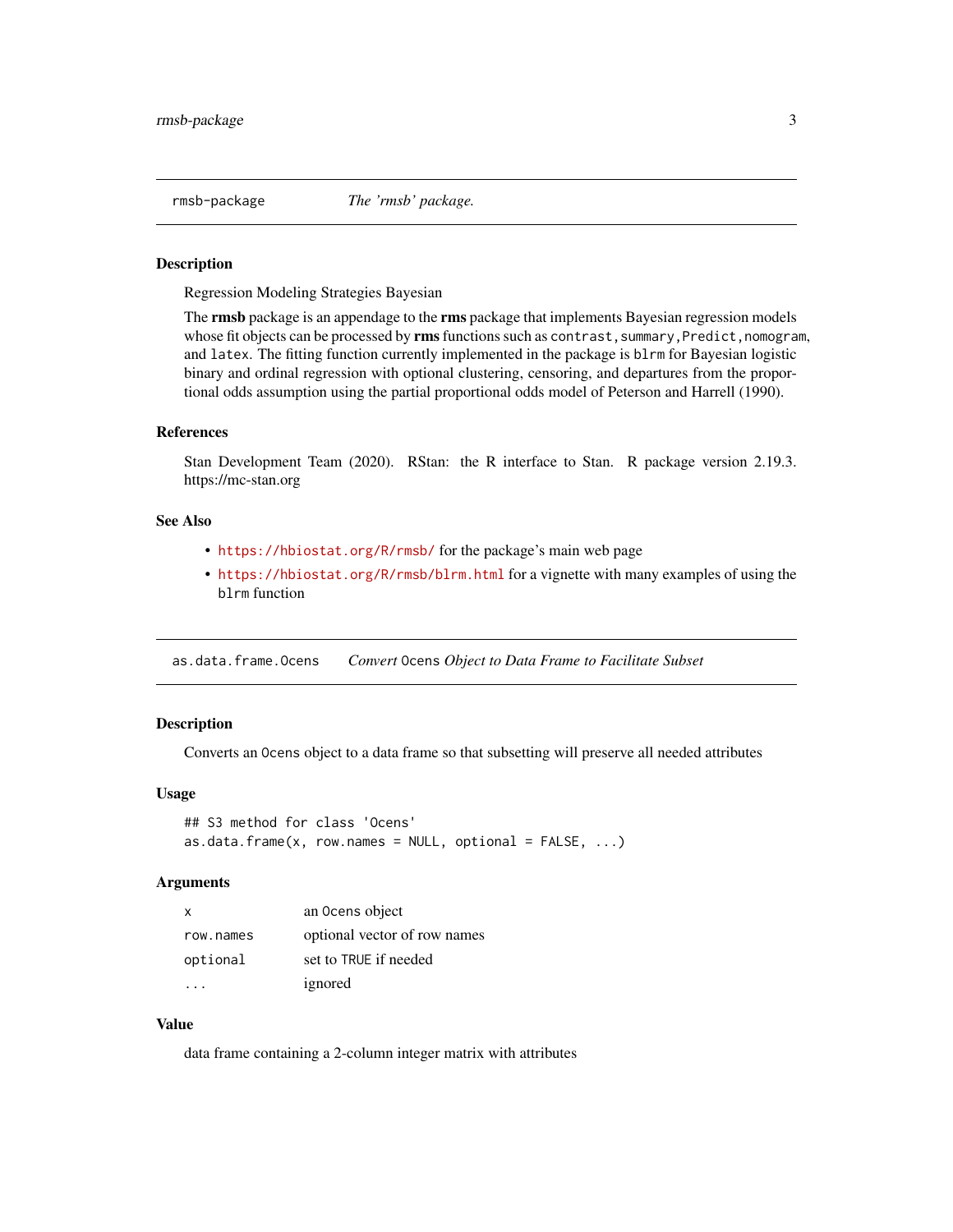## rmsb-package *The 'rmsb' package.*

### Description

Regression Modeling Strategies Bayesian

The **rmsb** package is an appendage to the **rms** package that implements Bayesian regression models whose fit objects can be processed by **rms** functions such as `contrast`, `summary`, `Predict`, `nomogram`, and `latex`. The fitting function currently implemented in the package is `blrm` for Bayesian logistic binary and ordinal regression with optional clustering, censoring, and departures from the proportional odds assumption using the partial proportional odds model of Peterson and Harrell (1990).

### References

Stan Development Team (2020). RStan: the R interface to Stan. R package version 2.19.3. https://mc-stan.org

### See Also

- https://hbiostat.org/R/rmsb/ for the package's main web page
- https://hbiostat.org/R/rmsb/blrm.html for a vignette with many examples of using the `blrm` function

## as.data.frame.Ocens *Convert `Ocens` Object to Data Frame to Facilitate Subset*

### Description

Converts an `Ocens` object to a data frame so that subsetting will preserve all needed attributes

### Usage

```
## S3 method for class 'Ocens'
as.data.frame(x, row.names = NULL, optional = FALSE, ...)
```

### Arguments

| | |
|---|---|
| `x` | an `Ocens` object |
| `row.names` | optional vector of row names |
| `optional` | set to `TRUE` if needed |
| `...` | ignored |

### Value

data frame containing a 2-column integer matrix with attributes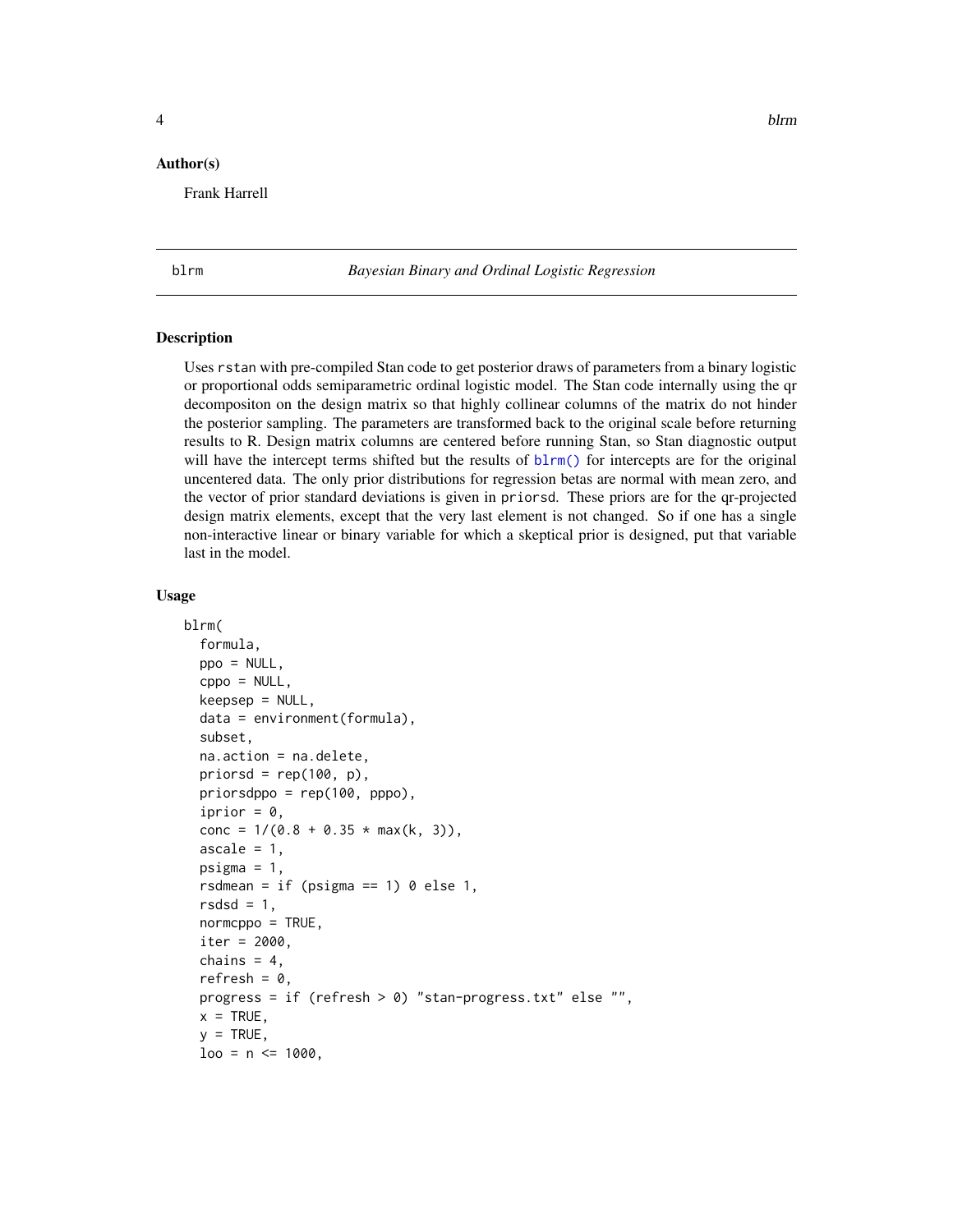## Author(s)

Frank Harrell

---

blrm *Bayesian Binary and Ordinal Logistic Regression*

---

### Description

Uses rstan with pre-compiled Stan code to get posterior draws of parameters from a binary logistic or proportional odds semiparametric ordinal logistic model. The Stan code internally using the qr decompositon on the design matrix so that highly collinear columns of the matrix do not hinder the posterior sampling. The parameters are transformed back to the original scale before returning results to R. Design matrix columns are centered before running Stan, so Stan diagnostic output will have the intercept terms shifted but the results of blrm() for intercepts are for the original uncentered data. The only prior distributions for regression betas are normal with mean zero, and the vector of prior standard deviations is given in priorsd. These priors are for the qr-projected design matrix elements, except that the very last element is not changed. So if one has a single non-interactive linear or binary variable for which a skeptical prior is designed, put that variable last in the model.

### Usage

```
blrm(
  formula,
  ppo = NULL,
  cppo = NULL,
  keepsep = NULL,
  data = environment(formula),
  subset,
  na.action = na.delete,
  priorsd = rep(100, p),
  priorsdppo = rep(100, pppo),
  iprior = 0,
  conc = 1/(0.8 + 0.35 * max(k, 3)),
  ascale = 1,
  psigma = 1,
  rsdmean = if (psigma == 1) 0 else 1,
  rsdsd = 1,
  normcppo = TRUE,
  iter = 2000,
  chains = 4,
  refresh = 0,
  progress = if (refresh > 0) "stan-progress.txt" else "",
  x = TRUE,
  y = TRUE,
  loo = n <= 1000,
```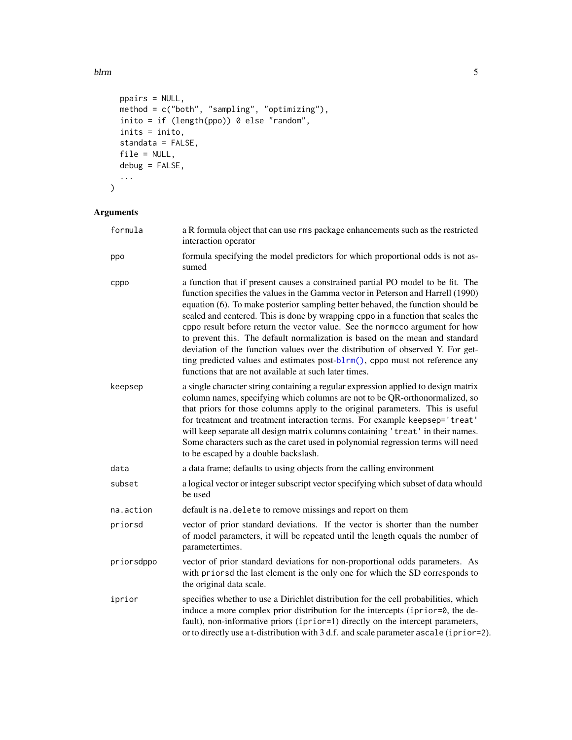```
  ppairs = NULL,
  method = c("both", "sampling", "optimizing"),
  inito = if (length(ppo)) 0 else "random",
  inits = inito,
  standata = FALSE,
  file = NULL,
  debug = FALSE,
  ...
)
```

## Arguments

| | |
|---|---|
| formula | a R formula object that can use rms package enhancements such as the restricted interaction operator |
| ppo | formula specifying the model predictors for which proportional odds is not assumed |
| cppo | a function that if present causes a constrained partial PO model to be fit. The function specifies the values in the Gamma vector in Peterson and Harrell (1990) equation (6). To make posterior sampling better behaved, the function should be scaled and centered. This is done by wrapping cppo in a function that scales the cppo result before return the vector value. See the normcco argument for how to prevent this. The default normalization is based on the mean and standard deviation of the function values over the distribution of observed Y. For getting predicted values and estimates post-blrm(), cppo must not reference any functions that are not available at such later times. |
| keepsep | a single character string containing a regular expression applied to design matrix column names, specifying which columns are not to be QR-orthonormalized, so that priors for those columns apply to the original parameters. This is useful for treatment and treatment interaction terms. For example keepsep='treat' will keep separate all design matrix columns containing 'treat' in their names. Some characters such as the caret used in polynomial regression terms will need to be escaped by a double backslash. |
| data | a data frame; defaults to using objects from the calling environment |
| subset | a logical vector or integer subscript vector specifying which subset of data whould be used |
| na.action | default is na.delete to remove missings and report on them |
| priorsd | vector of prior standard deviations. If the vector is shorter than the number of model parameters, it will be repeated until the length equals the number of parametertimes. |
| priorsdppo | vector of prior standard deviations for non-proportional odds parameters. As with priorsd the last element is the only one for which the SD corresponds to the original data scale. |
| iprior | specifies whether to use a Dirichlet distribution for the cell probabilities, which induce a more complex prior distribution for the intercepts (iprior=0, the default), non-informative priors (iprior=1) directly on the intercept parameters, or to directly use a t-distribution with 3 d.f. and scale parameter ascale (iprior=2). |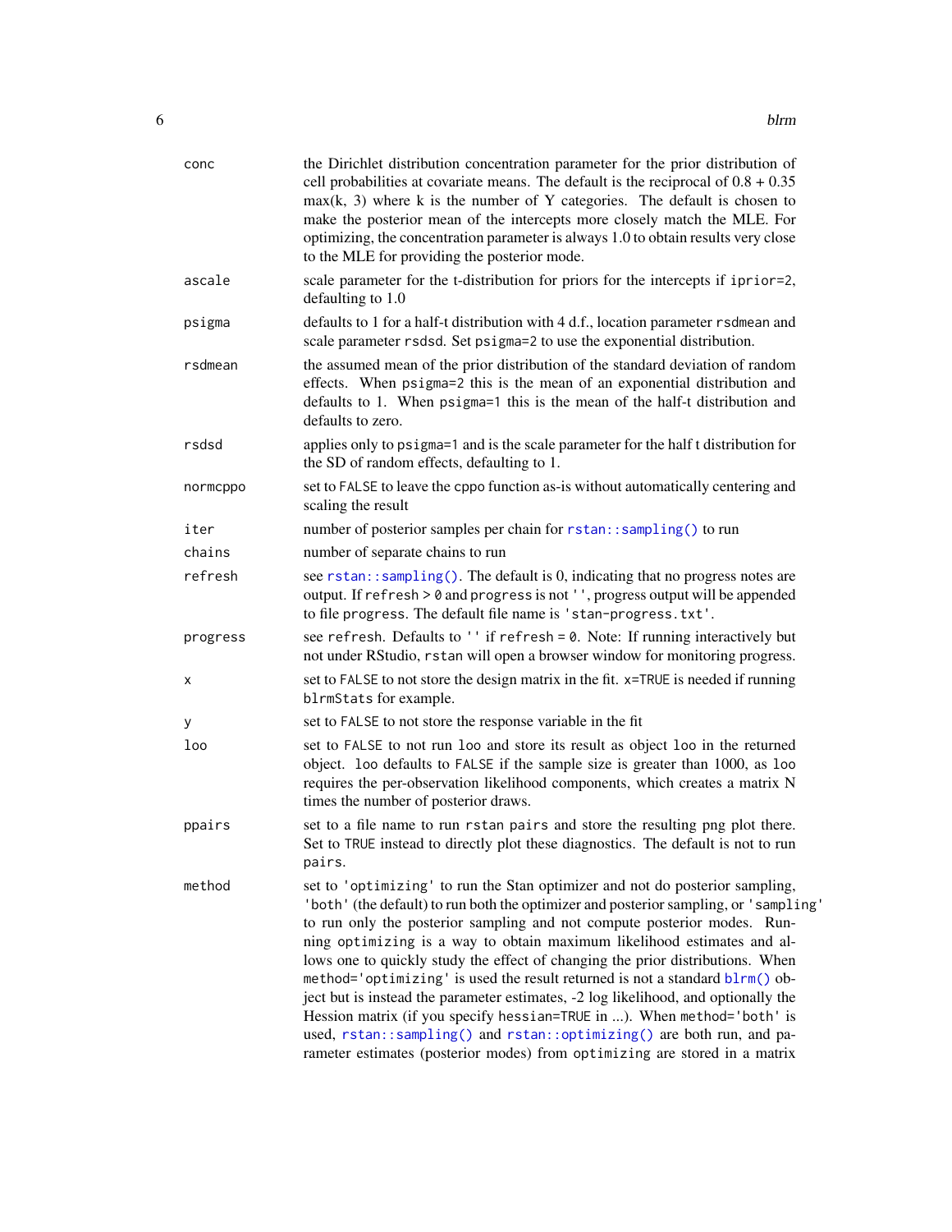| | |
|---|---|
| `conc` | the Dirichlet distribution concentration parameter for the prior distribution of cell probabilities at covariate means. The default is the reciprocal of 0.8 + 0.35 max(k, 3) where k is the number of Y categories. The default is chosen to make the posterior mean of the intercepts more closely match the MLE. For optimizing, the concentration parameter is always 1.0 to obtain results very close to the MLE for providing the posterior mode. |
| `ascale` | scale parameter for the t-distribution for priors for the intercepts if `iprior=2`, defaulting to 1.0 |
| `psigma` | defaults to 1 for a half-t distribution with 4 d.f., location parameter `rsdmean` and scale parameter `rsdsd`. Set `psigma=2` to use the exponential distribution. |
| `rsdmean` | the assumed mean of the prior distribution of the standard deviation of random effects. When `psigma=2` this is the mean of an exponential distribution and defaults to 1. When `psigma=1` this is the mean of the half-t distribution and defaults to zero. |
| `rsdsd` | applies only to `psigma=1` and is the scale parameter for the half t distribution for the SD of random effects, defaulting to 1. |
| `normcppo` | set to `FALSE` to leave the `cppo` function as-is without automatically centering and scaling the result |
| `iter` | number of posterior samples per chain for `rstan::sampling()` to run |
| `chains` | number of separate chains to run |
| `refresh` | see `rstan::sampling()`. The default is 0, indicating that no progress notes are output. If `refresh > 0` and `progress` is not `''`, progress output will be appended to file `progress`. The default file name is `'stan-progress.txt'`. |
| `progress` | see `refresh`. Defaults to `''` if `refresh = 0`. Note: If running interactively but not under RStudio, `rstan` will open a browser window for monitoring progress. |
| `x` | set to `FALSE` to not store the design matrix in the fit. `x=TRUE` is needed if running `blrmStats` for example. |
| `y` | set to `FALSE` to not store the response variable in the fit |
| `loo` | set to `FALSE` to not run `loo` and store its result as object `loo` in the returned object. `loo` defaults to `FALSE` if the sample size is greater than 1000, as `loo` requires the per-observation likelihood components, which creates a matrix N times the number of posterior draws. |
| `ppairs` | set to a file name to run `rstan pairs` and store the resulting png plot there. Set to `TRUE` instead to directly plot these diagnostics. The default is not to run `pairs`. |
| `method` | set to `'optimizing'` to run the Stan optimizer and not do posterior sampling, `'both'` (the default) to run both the optimizer and posterior sampling, or `'sampling'` to run only the posterior sampling and not compute posterior modes. Running `optimizing` is a way to obtain maximum likelihood estimates and allows one to quickly study the effect of changing the prior distributions. When `method='optimizing'` is used the result returned is not a standard `blrm()` object but is instead the parameter estimates, -2 log likelihood, and optionally the Hession matrix (if you specify `hessian=TRUE` in ...). When `method='both'` is used, `rstan::sampling()` and `rstan::optimizing()` are both run, and parameter estimates (posterior modes) from `optimizing` are stored in a matrix |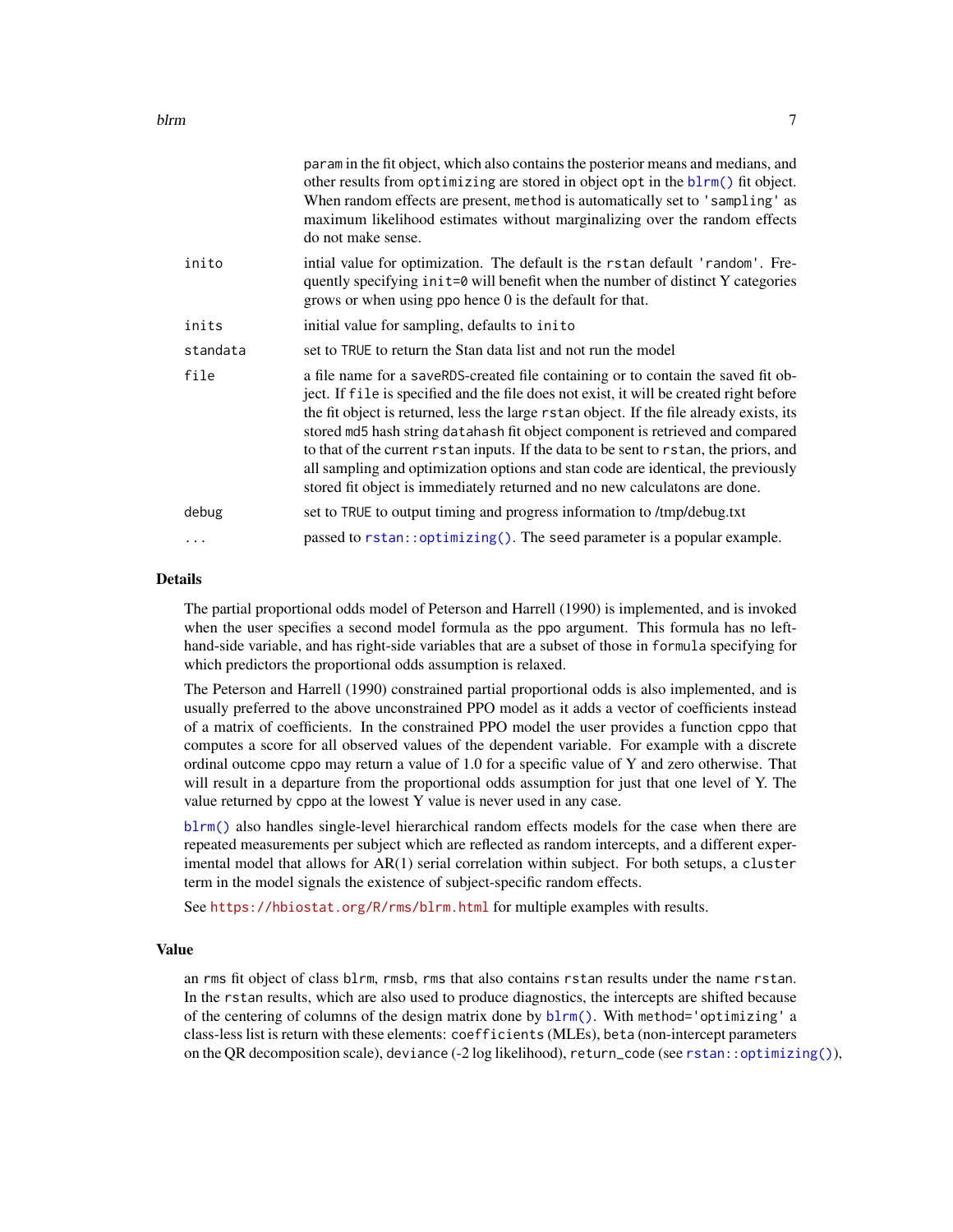|  |  |
|---|---|
|  | `param` in the fit object, which also contains the posterior means and medians, and other results from `optimizing` are stored in object `opt` in the `blrm()` fit object. When random effects are present, `method` is automatically set to `'sampling'` as maximum likelihood estimates without marginalizing over the random effects do not make sense. |
| `inito` | intial value for optimization. The default is the `rstan` default `'random'`. Frequently specifying `init=0` will benefit when the number of distinct Y categories grows or when using `ppo` hence 0 is the default for that. |
| `inits` | initial value for sampling, defaults to `inito` |
| `standata` | set to `TRUE` to return the Stan data list and not run the model |
| `file` | a file name for a `saveRDS`-created file containing or to contain the saved fit object. If `file` is specified and the file does not exist, it will be created right before the fit object is returned, less the large `rstan` object. If the file already exists, its stored `md5` hash string `datahash` fit object component is retrieved and compared to that of the current `rstan` inputs. If the data to be sent to `rstan`, the priors, and all sampling and optimization options and stan code are identical, the previously stored fit object is immediately returned and no new calculatons are done. |
| `debug` | set to `TRUE` to output timing and progress information to /tmp/debug.txt |
| `...` | passed to `rstan::optimizing()`. The `seed` parameter is a popular example. |

## Details

The partial proportional odds model of Peterson and Harrell (1990) is implemented, and is invoked when the user specifies a second model formula as the `ppo` argument. This formula has no left-hand-side variable, and has right-side variables that are a subset of those in `formula` specifying for which predictors the proportional odds assumption is relaxed.

The Peterson and Harrell (1990) constrained partial proportional odds is also implemented, and is usually preferred to the above unconstrained PPO model as it adds a vector of coefficients instead of a matrix of coefficients. In the constrained PPO model the user provides a function `cppo` that computes a score for all observed values of the dependent variable. For example with a discrete ordinal outcome `cppo` may return a value of 1.0 for a specific value of Y and zero otherwise. That will result in a departure from the proportional odds assumption for just that one level of Y. The value returned by `cppo` at the lowest Y value is never used in any case.

`blrm()` also handles single-level hierarchical random effects models for the case when there are repeated measurements per subject which are reflected as random intercepts, and a different experimental model that allows for AR(1) serial correlation within subject. For both setups, a `cluster` term in the model signals the existence of subject-specific random effects.

See https://hbiostat.org/R/rms/blrm.html for multiple examples with results.

## Value

an `rms` fit object of class `blrm`, `rmsb`, `rms` that also contains `rstan` results under the name `rstan`. In the `rstan` results, which are also used to produce diagnostics, the intercepts are shifted because of the centering of columns of the design matrix done by `blrm()`. With `method='optimizing'` a class-less list is return with these elements: `coefficients` (MLEs), `beta` (non-intercept parameters on the QR decomposition scale), `deviance` (-2 log likelihood), `return_code` (see `rstan::optimizing()`),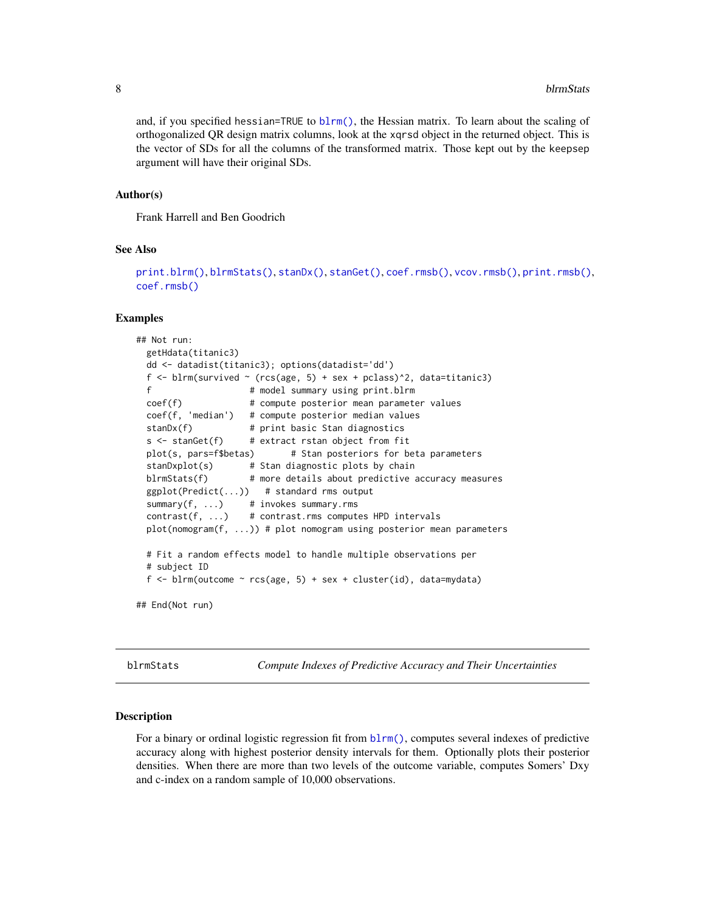and, if you specified hessian=TRUE to blrm(), the Hessian matrix. To learn about the scaling of orthogonalized QR design matrix columns, look at the xqrsd object in the returned object. This is the vector of SDs for all the columns of the transformed matrix. Those kept out by the keepsep argument will have their original SDs.

### Author(s)

Frank Harrell and Ben Goodrich

### See Also

print.blrm(), blrmStats(), stanDx(), stanGet(), coef.rmsb(), vcov.rmsb(), print.rmsb(), coef.rmsb()

### Examples

```
## Not run:
  getHdata(titanic3)
  dd <- datadist(titanic3); options(datadist='dd')
  f <- blrm(survived ~ (rcs(age, 5) + sex + pclass)^2, data=titanic3)
  f                   # model summary using print.blrm
  coef(f)             # compute posterior mean parameter values
  coef(f, 'median')   # compute posterior median values
  stanDx(f)           # print basic Stan diagnostics
  s <- stanGet(f)     # extract rstan object from fit
  plot(s, pars=f$betas)       # Stan posteriors for beta parameters
  stanDxplot(s)       # Stan diagnostic plots by chain
  blrmStats(f)        # more details about predictive accuracy measures
  ggplot(Predict(...))   # standard rms output
  summary(f, ...)     # invokes summary.rms
  contrast(f, ...)    # contrast.rms computes HPD intervals
  plot(nomogram(f, ...)) # plot nomogram using posterior mean parameters

  # Fit a random effects model to handle multiple observations per
  # subject ID
  f <- blrm(outcome ~ rcs(age, 5) + sex + cluster(id), data=mydata)

## End(Not run)
```

---

## blrmStats — *Compute Indexes of Predictive Accuracy and Their Uncertainties*

### Description

For a binary or ordinal logistic regression fit from blrm(), computes several indexes of predictive accuracy along with highest posterior density intervals for them. Optionally plots their posterior densities. When there are more than two levels of the outcome variable, computes Somers' Dxy and c-index on a random sample of 10,000 observations.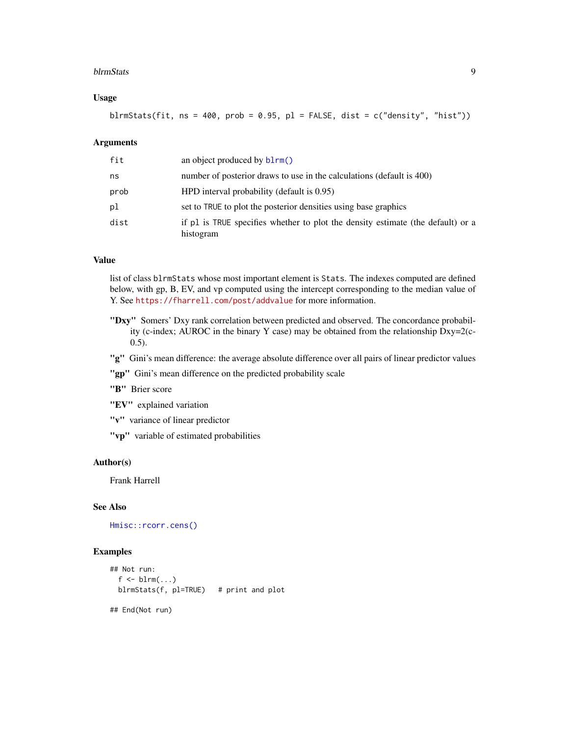### Usage

```
blrmStats(fit, ns = 400, prob = 0.95, pl = FALSE, dist = c("density", "hist"))
```

### Arguments

| | |
|---|---|
| fit | an object produced by blrm() |
| ns | number of posterior draws to use in the calculations (default is 400) |
| prob | HPD interval probability (default is 0.95) |
| pl | set to TRUE to plot the posterior densities using base graphics |
| dist | if pl is TRUE specifies whether to plot the density estimate (the default) or a histogram |

### Value

list of class blrmStats whose most important element is Stats. The indexes computed are defined below, with gp, B, EV, and vp computed using the intercept corresponding to the median value of Y. See https://fharrell.com/post/addvalue for more information.

**"Dxy"** Somers' Dxy rank correlation between predicted and observed. The concordance probability (c-index; AUROC in the binary Y case) may be obtained from the relationship Dxy=2(c-0.5).

**"g"** Gini's mean difference: the average absolute difference over all pairs of linear predictor values

**"gp"** Gini's mean difference on the predicted probability scale

**"B"** Brier score

**"EV"** explained variation

**"v"** variance of linear predictor

**"vp"** variable of estimated probabilities

### Author(s)

Frank Harrell

### See Also

Hmisc::rcorr.cens()

### Examples

```
## Not run:
  f <- blrm(...)
  blrmStats(f, pl=TRUE)   # print and plot

## End(Not run)
```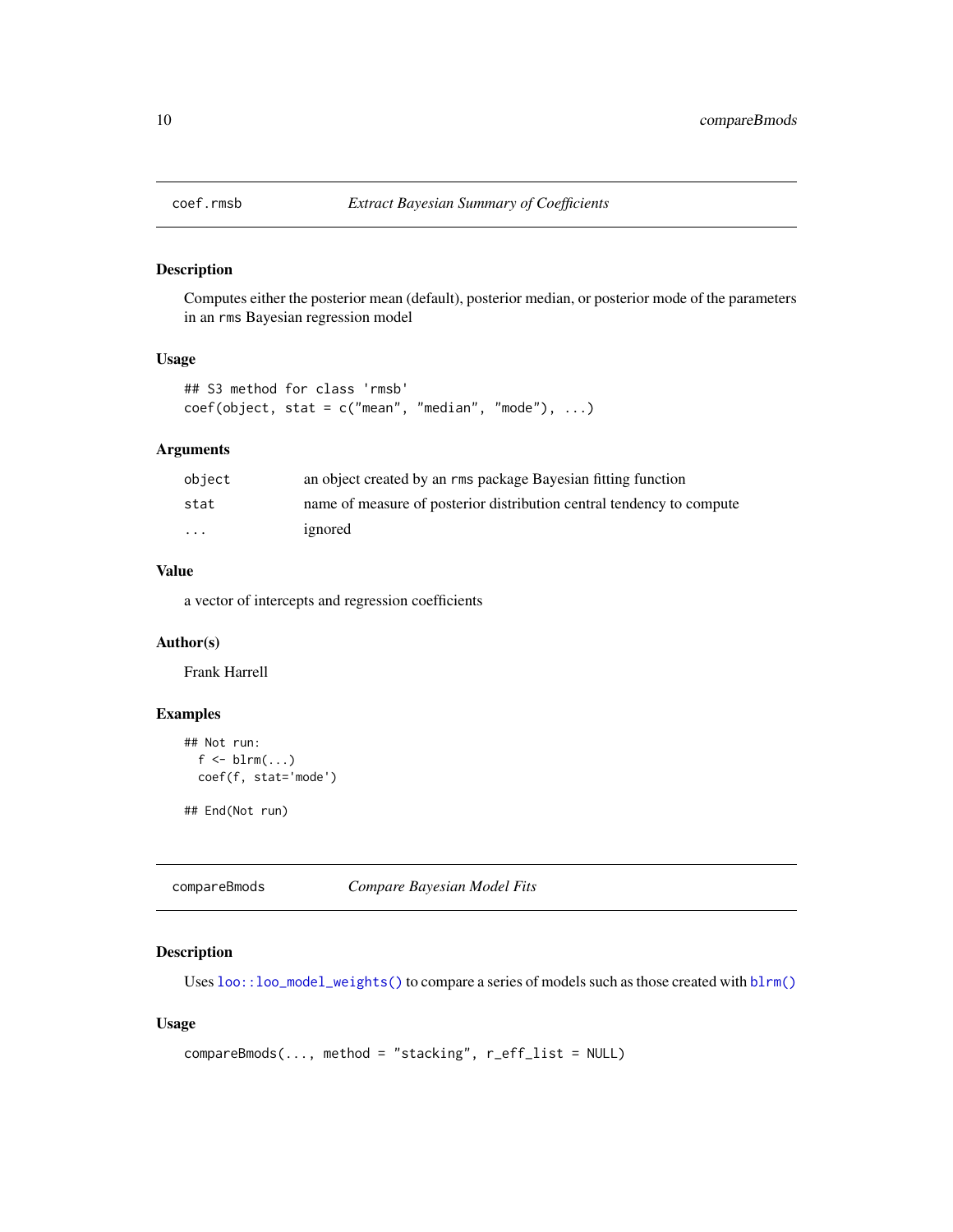## coef.rmsb — *Extract Bayesian Summary of Coefficients*

### Description

Computes either the posterior mean (default), posterior median, or posterior mode of the parameters in an `rms` Bayesian regression model

### Usage

```
## S3 method for class 'rmsb'
coef(object, stat = c("mean", "median", "mode"), ...)
```

### Arguments

| | |
|---|---|
| `object` | an object created by an `rms` package Bayesian fitting function |
| `stat` | name of measure of posterior distribution central tendency to compute |
| `...` | ignored |

### Value

a vector of intercepts and regression coefficients

### Author(s)

Frank Harrell

### Examples

```
## Not run:
  f <- blrm(...)
  coef(f, stat='mode')

## End(Not run)
```

## compareBmods — *Compare Bayesian Model Fits*

### Description

Uses `loo::loo_model_weights()` to compare a series of models such as those created with `blrm()`

### Usage

```
compareBmods(..., method = "stacking", r_eff_list = NULL)
```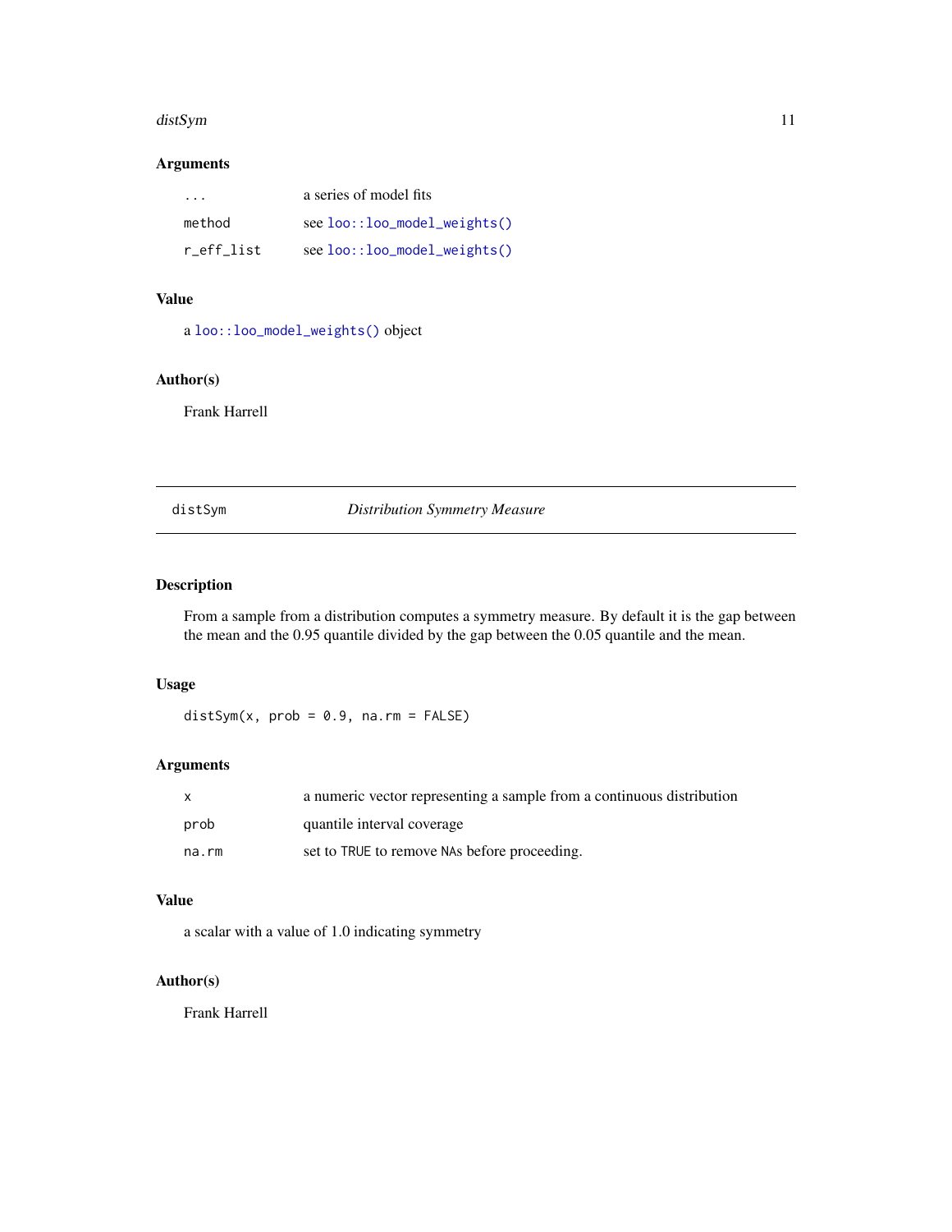### Arguments

| | |
|---|---|
| ... | a series of model fits |
| method | see `loo::loo_model_weights()` |
| r_eff_list | see `loo::loo_model_weights()` |

### Value

a `loo::loo_model_weights()` object

### Author(s)

Frank Harrell

---

## distSym — *Distribution Symmetry Measure*

---

### Description

From a sample from a distribution computes a symmetry measure. By default it is the gap between the mean and the 0.95 quantile divided by the gap between the 0.05 quantile and the mean.

### Usage

```
distSym(x, prob = 0.9, na.rm = FALSE)
```

### Arguments

| | |
|---|---|
| x | a numeric vector representing a sample from a continuous distribution |
| prob | quantile interval coverage |
| na.rm | set to `TRUE` to remove `NA`s before proceeding. |

### Value

a scalar with a value of 1.0 indicating symmetry

### Author(s)

Frank Harrell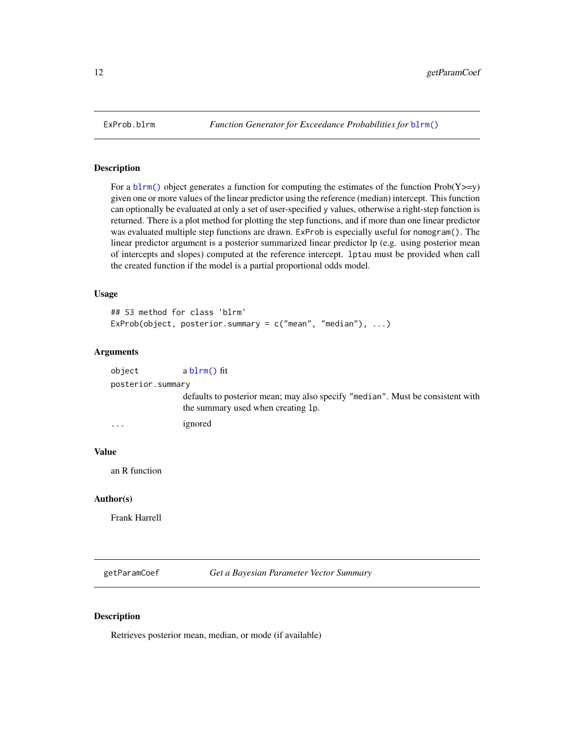## ExProb.blrm — *Function Generator for Exceedance Probabilities for `blrm()`*

### Description

For a `blrm()` object generates a function for computing the estimates of the function Prob(Y>=y) given one or more values of the linear predictor using the reference (median) intercept. This function can optionally be evaluated at only a set of user-specified `y` values, otherwise a right-step function is returned. There is a plot method for plotting the step functions, and if more than one linear predictor was evaluated multiple step functions are drawn. `ExProb` is especially useful for `nomogram()`. The linear predictor argument is a posterior summarized linear predictor lp (e.g. using posterior mean of intercepts and slopes) computed at the reference intercept. `lptau` must be provided when call the created function if the model is a partial proportional odds model.

### Usage

```
## S3 method for class 'blrm'
ExProb(object, posterior.summary = c("mean", "median"), ...)
```

### Arguments

| | |
|---|---|
| `object` | a `blrm()` fit |
| `posterior.summary` | defaults to posterior mean; may also specify `"median"`. Must be consistent with the summary used when creating `lp`. |
| `...` | ignored |

### Value

an R function

### Author(s)

Frank Harrell

## getParamCoef — *Get a Bayesian Parameter Vector Summary*

### Description

Retrieves posterior mean, median, or mode (if available)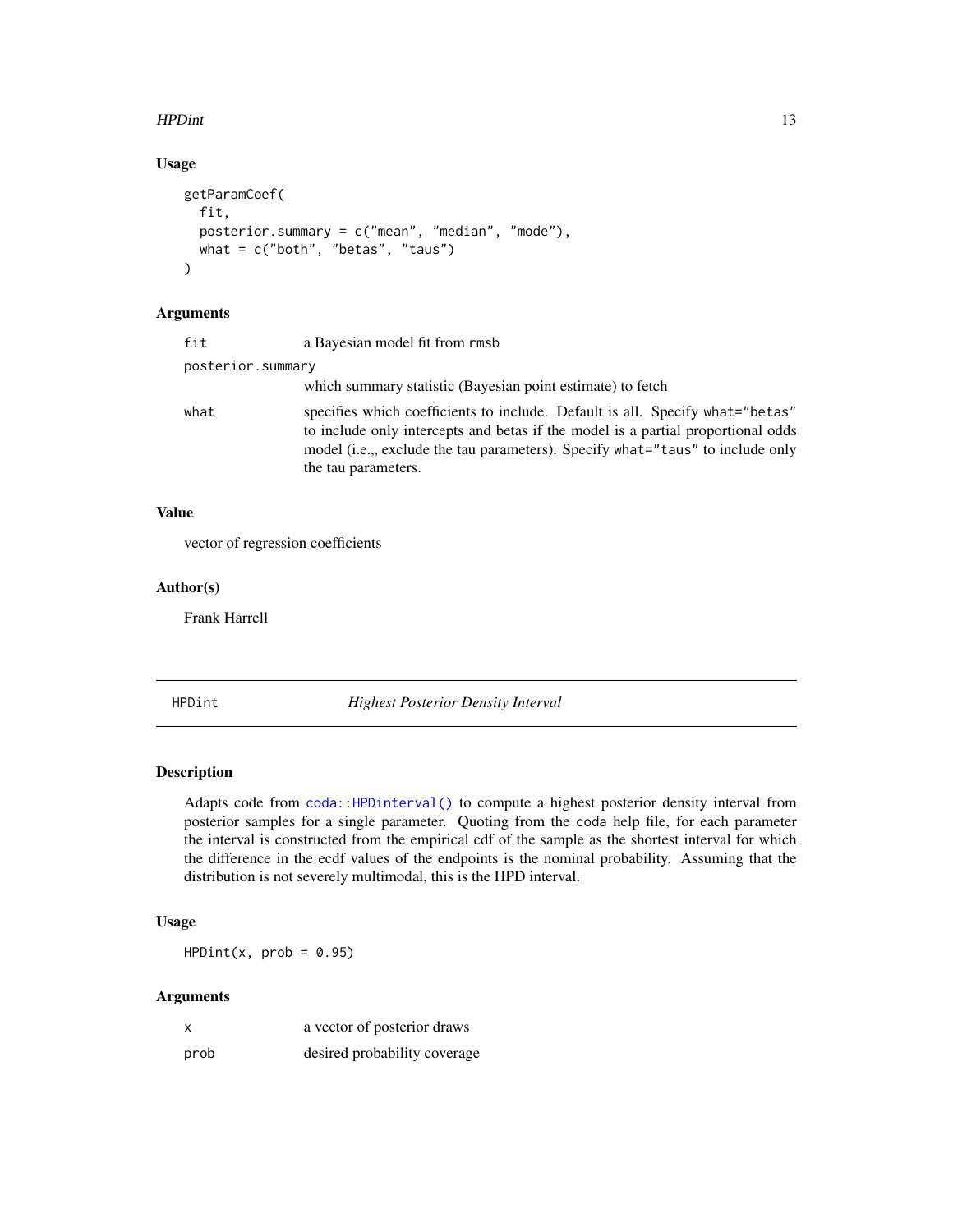### Usage

```
getParamCoef(
  fit,
  posterior.summary = c("mean", "median", "mode"),
  what = c("both", "betas", "taus")
)
```

### Arguments

| | |
|---|---|
| fit | a Bayesian model fit from rmsb |
| posterior.summary | which summary statistic (Bayesian point estimate) to fetch |
| what | specifies which coefficients to include. Default is all. Specify what="betas" to include only intercepts and betas if the model is a partial proportional odds model (i.e.,, exclude the tau parameters). Specify what="taus" to include only the tau parameters. |

### Value

vector of regression coefficients

### Author(s)

Frank Harrell

---

## HPDint — *Highest Posterior Density Interval*

### Description

Adapts code from `coda::HPDinterval()` to compute a highest posterior density interval from posterior samples for a single parameter. Quoting from the coda help file, for each parameter the interval is constructed from the empirical cdf of the sample as the shortest interval for which the difference in the ecdf values of the endpoints is the nominal probability. Assuming that the distribution is not severely multimodal, this is the HPD interval.

### Usage

```
HPDint(x, prob = 0.95)
```

### Arguments

| | |
|---|---|
| x | a vector of posterior draws |
| prob | desired probability coverage |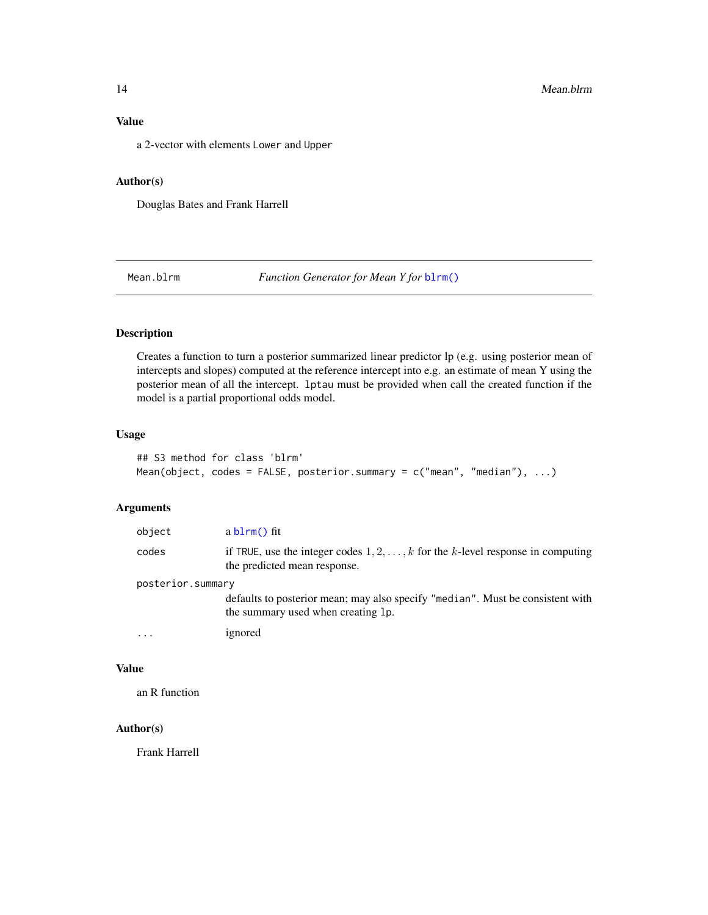### Value

a 2-vector with elements `Lower` and `Upper`

### Author(s)

Douglas Bates and Frank Harrell

---

## Mean.blrm — *Function Generator for Mean Y for `blrm()`*

---

### Description

Creates a function to turn a posterior summarized linear predictor lp (e.g. using posterior mean of intercepts and slopes) computed at the reference intercept into e.g. an estimate of mean Y using the posterior mean of all the intercept. `lptau` must be provided when call the created function if the model is a partial proportional odds model.

### Usage

```
## S3 method for class 'blrm'
Mean(object, codes = FALSE, posterior.summary = c("mean", "median"), ...)
```

### Arguments

| | |
|---|---|
| `object` | a `blrm()` fit |
| `codes` | if `TRUE`, use the integer codes $1, 2, \ldots, k$ for the $k$-level response in computing the predicted mean response. |
| `posterior.summary` | defaults to posterior mean; may also specify `"median"`. Must be consistent with the summary used when creating `lp`. |
| `...` | ignored |

### Value

an R function

### Author(s)

Frank Harrell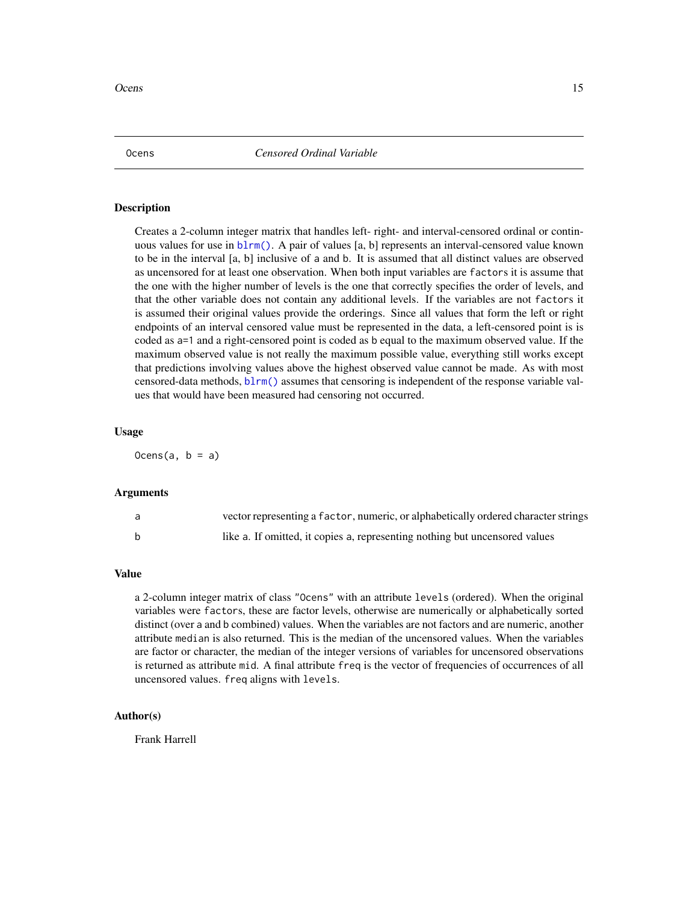Ocens *Censored Ordinal Variable*

## Description

Creates a 2-column integer matrix that handles left- right- and interval-censored ordinal or continuous values for use in `blrm()`. A pair of values [a, b] represents an interval-censored value known to be in the interval [a, b] inclusive of a and b. It is assumed that all distinct values are observed as uncensored for at least one observation. When both input variables are `factor`s it is assume that the one with the higher number of levels is the one that correctly specifies the order of levels, and that the other variable does not contain any additional levels. If the variables are not `factor`s it is assumed their original values provide the orderings. Since all values that form the left or right endpoints of an interval censored value must be represented in the data, a left-censored point is is coded as `a=1` and a right-censored point is coded as `b` equal to the maximum observed value. If the maximum observed value is not really the maximum possible value, everything still works except that predictions involving values above the highest observed value cannot be made. As with most censored-data methods, `blrm()` assumes that censoring is independent of the response variable values that would have been measured had censoring not occurred.

## Usage

```
Ocens(a, b = a)
```

## Arguments

| | |
|---|---|
| a | vector representing a `factor`, numeric, or alphabetically ordered character strings |
| b | like `a`. If omitted, it copies `a`, representing nothing but uncensored values |

## Value

a 2-column integer matrix of class `"Ocens"` with an attribute `levels` (ordered). When the original variables were `factor`s, these are factor levels, otherwise are numerically or alphabetically sorted distinct (over `a` and `b` combined) values. When the variables are not factors and are numeric, another attribute `median` is also returned. This is the median of the uncensored values. When the variables are factor or character, the median of the integer versions of variables for uncensored observations is returned as attribute `mid`. A final attribute `freq` is the vector of frequencies of occurrences of all uncensored values. `freq` aligns with `levels`.

## Author(s)

Frank Harrell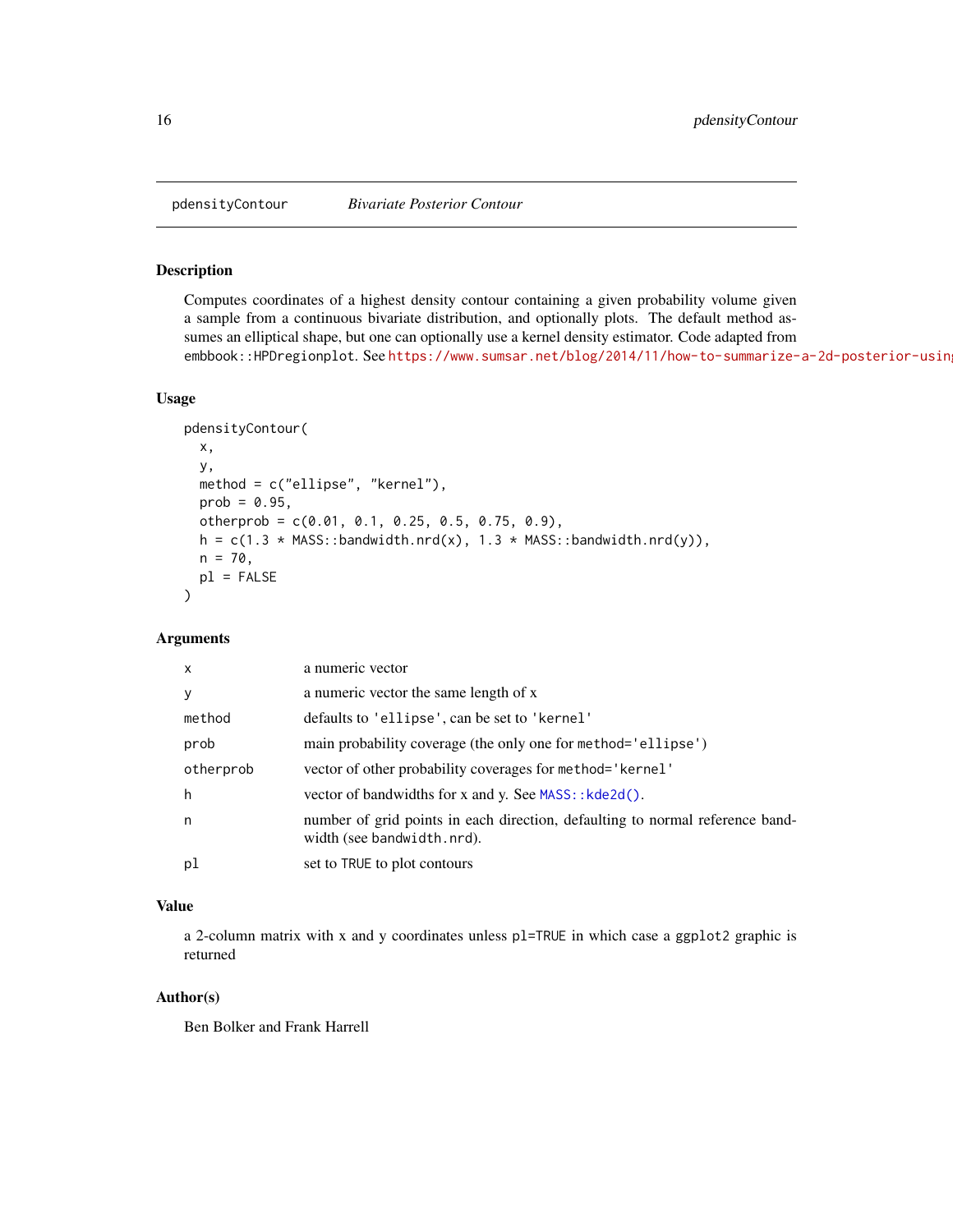## pdensityContour — *Bivariate Posterior Contour*

### Description

Computes coordinates of a highest density contour containing a given probability volume given a sample from a continuous bivariate distribution, and optionally plots. The default method assumes an elliptical shape, but one can optionally use a kernel density estimator. Code adapted from embbook::HPDregionplot. See https://www.sumsar.net/blog/2014/11/how-to-summarize-a-2d-posterior-using

### Usage

```
pdensityContour(
  x,
  y,
  method = c("ellipse", "kernel"),
  prob = 0.95,
  otherprob = c(0.01, 0.1, 0.25, 0.5, 0.75, 0.9),
  h = c(1.3 * MASS::bandwidth.nrd(x), 1.3 * MASS::bandwidth.nrd(y)),
  n = 70,
  pl = FALSE
)
```

### Arguments

| | |
|---|---|
| `x` | a numeric vector |
| `y` | a numeric vector the same length of x |
| `method` | defaults to `'ellipse'`, can be set to `'kernel'` |
| `prob` | main probability coverage (the only one for `method='ellipse'`) |
| `otherprob` | vector of other probability coverages for `method='kernel'` |
| `h` | vector of bandwidths for x and y. See `MASS::kde2d()`. |
| `n` | number of grid points in each direction, defaulting to normal reference bandwidth (see `bandwidth.nrd`). |
| `pl` | set to `TRUE` to plot contours |

### Value

a 2-column matrix with x and y coordinates unless `pl=TRUE` in which case a `ggplot2` graphic is returned

### Author(s)

Ben Bolker and Frank Harrell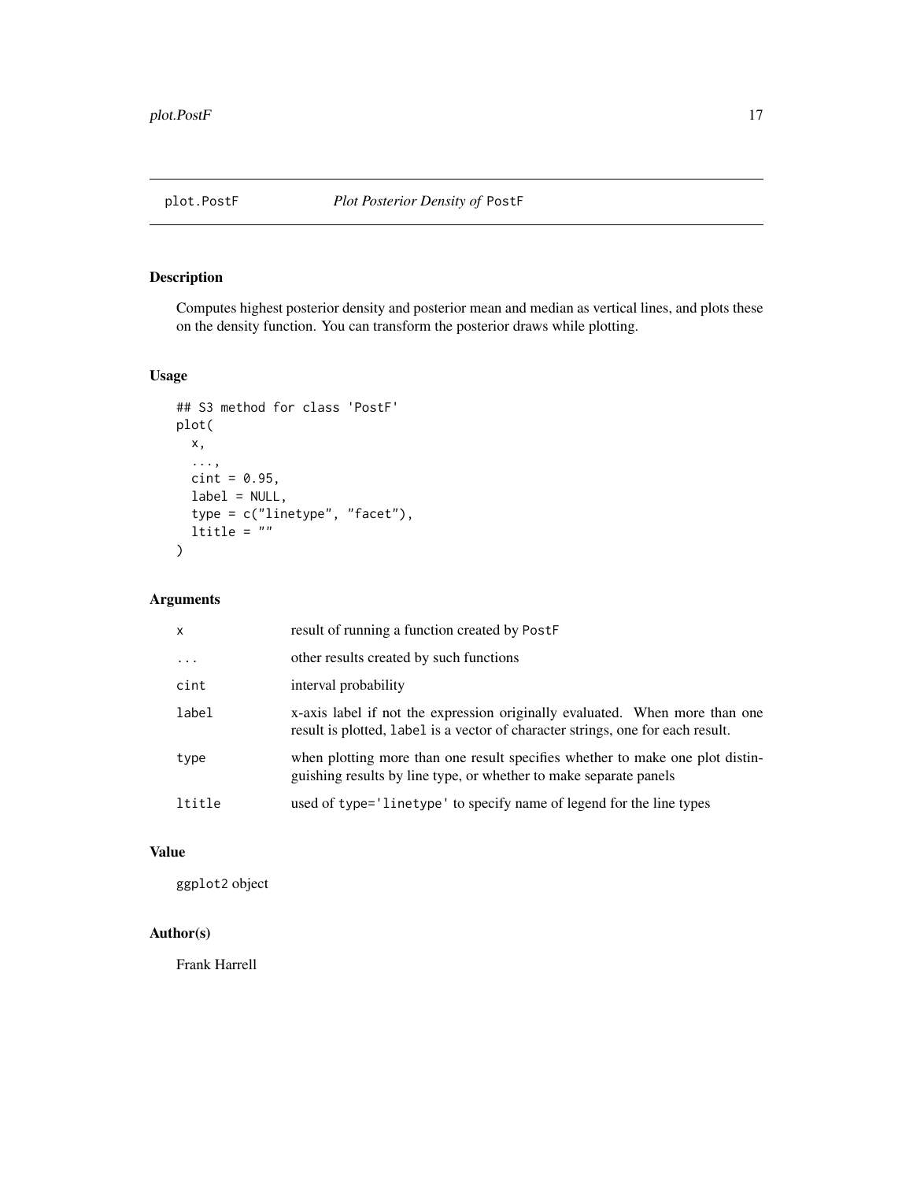plot.PostF *Plot Posterior Density of* `PostF`

## Description

Computes highest posterior density and posterior mean and median as vertical lines, and plots these on the density function. You can transform the posterior draws while plotting.

## Usage

```
## S3 method for class 'PostF'
plot(
  x,
  ...,
  cint = 0.95,
  label = NULL,
  type = c("linetype", "facet"),
  ltitle = ""
)
```

## Arguments

| | |
|---|---|
| `x` | result of running a function created by `PostF` |
| `...` | other results created by such functions |
| `cint` | interval probability |
| `label` | x-axis label if not the expression originally evaluated. When more than one result is plotted, `label` is a vector of character strings, one for each result. |
| `type` | when plotting more than one result specifies whether to make one plot distinguishing results by line type, or whether to make separate panels |
| `ltitle` | used of `type='linetype'` to specify name of legend for the line types |

## Value

`ggplot2` object

## Author(s)

Frank Harrell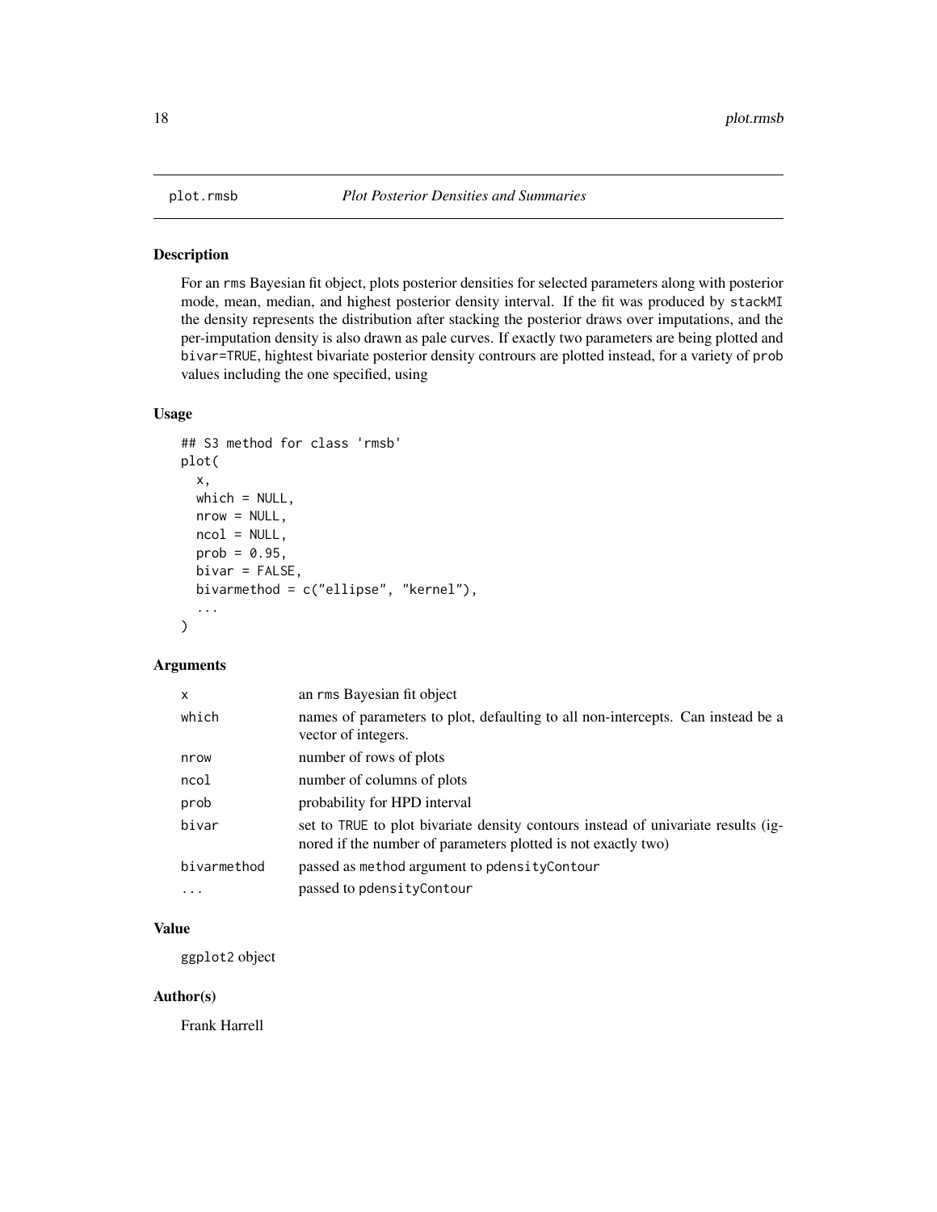# plot.rmsb *Plot Posterior Densities and Summaries*

## Description

For an rms Bayesian fit object, plots posterior densities for selected parameters along with posterior mode, mean, median, and highest posterior density interval. If the fit was produced by stackMI the density represents the distribution after stacking the posterior draws over imputations, and the per-imputation density is also drawn as pale curves. If exactly two parameters are being plotted and bivar=TRUE, hightest bivariate posterior density contrours are plotted instead, for a variety of prob values including the one specified, using

## Usage

```
## S3 method for class 'rmsb'
plot(
  x,
  which = NULL,
  nrow = NULL,
  ncol = NULL,
  prob = 0.95,
  bivar = FALSE,
  bivarmethod = c("ellipse", "kernel"),
  ...
)
```

## Arguments

| | |
|---|---|
| x | an rms Bayesian fit object |
| which | names of parameters to plot, defaulting to all non-intercepts. Can instead be a vector of integers. |
| nrow | number of rows of plots |
| ncol | number of columns of plots |
| prob | probability for HPD interval |
| bivar | set to TRUE to plot bivariate density contours instead of univariate results (ignored if the number of parameters plotted is not exactly two) |
| bivarmethod | passed as method argument to pdensityContour |
| ... | passed to pdensityContour |

## Value

ggplot2 object

## Author(s)

Frank Harrell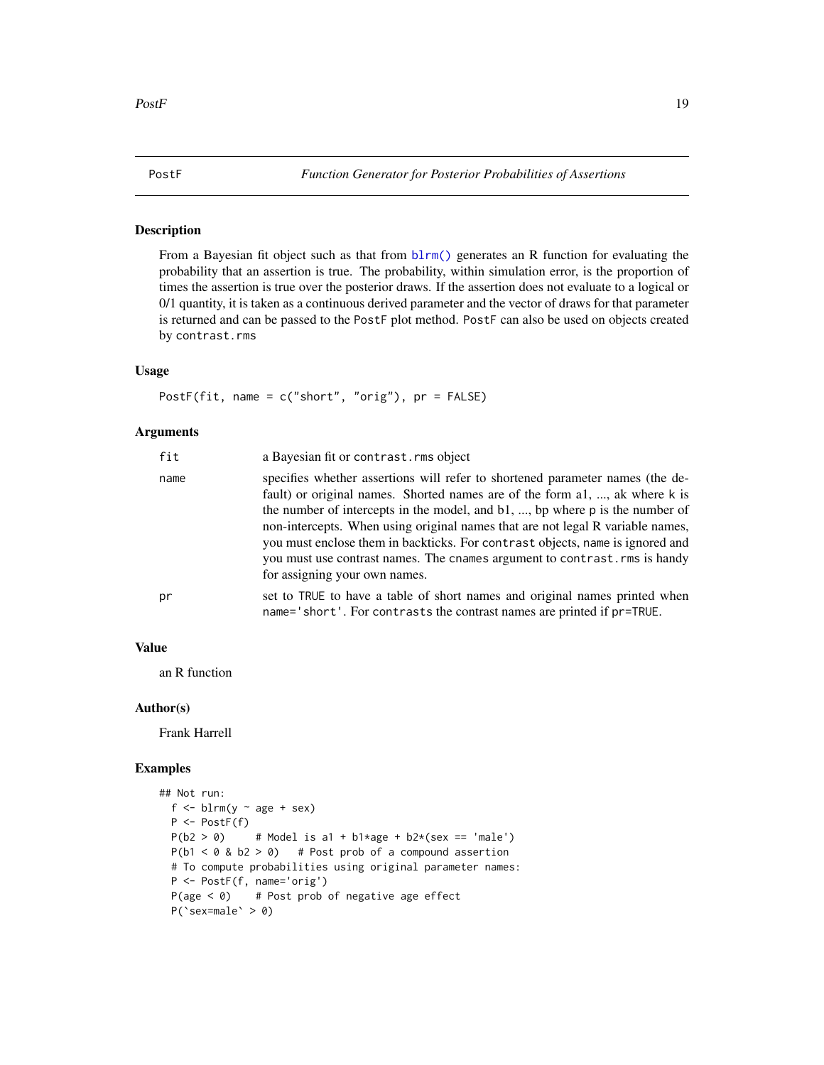# PostF — *Function Generator for Posterior Probabilities of Assertions*

## Description

From a Bayesian fit object such as that from blrm() generates an R function for evaluating the probability that an assertion is true. The probability, within simulation error, is the proportion of times the assertion is true over the posterior draws. If the assertion does not evaluate to a logical or 0/1 quantity, it is taken as a continuous derived parameter and the vector of draws for that parameter is returned and can be passed to the PostF plot method. PostF can also be used on objects created by contrast.rms

## Usage

```
PostF(fit, name = c("short", "orig"), pr = FALSE)
```

## Arguments

| | |
|---|---|
| fit | a Bayesian fit or contrast.rms object |
| name | specifies whether assertions will refer to shortened parameter names (the default) or original names. Shorted names are of the form a1, ..., ak where k is the number of intercepts in the model, and b1, ..., bp where p is the number of non-intercepts. When using original names that are not legal R variable names, you must enclose them in backticks. For contrast objects, name is ignored and you must use contrast names. The cnames argument to contrast.rms is handy for assigning your own names. |
| pr | set to TRUE to have a table of short names and original names printed when name='short'. For contrasts the contrast names are printed if pr=TRUE. |

## Value

an R function

## Author(s)

Frank Harrell

## Examples

```
## Not run:
  f <- blrm(y ~ age + sex)
  P <- PostF(f)
  P(b2 > 0)     # Model is a1 + b1*age + b2*(sex == 'male')
  P(b1 < 0 & b2 > 0)   # Post prob of a compound assertion
  # To compute probabilities using original parameter names:
  P <- PostF(f, name='orig')
  P(age < 0)    # Post prob of negative age effect
  P(`sex=male` > 0)
```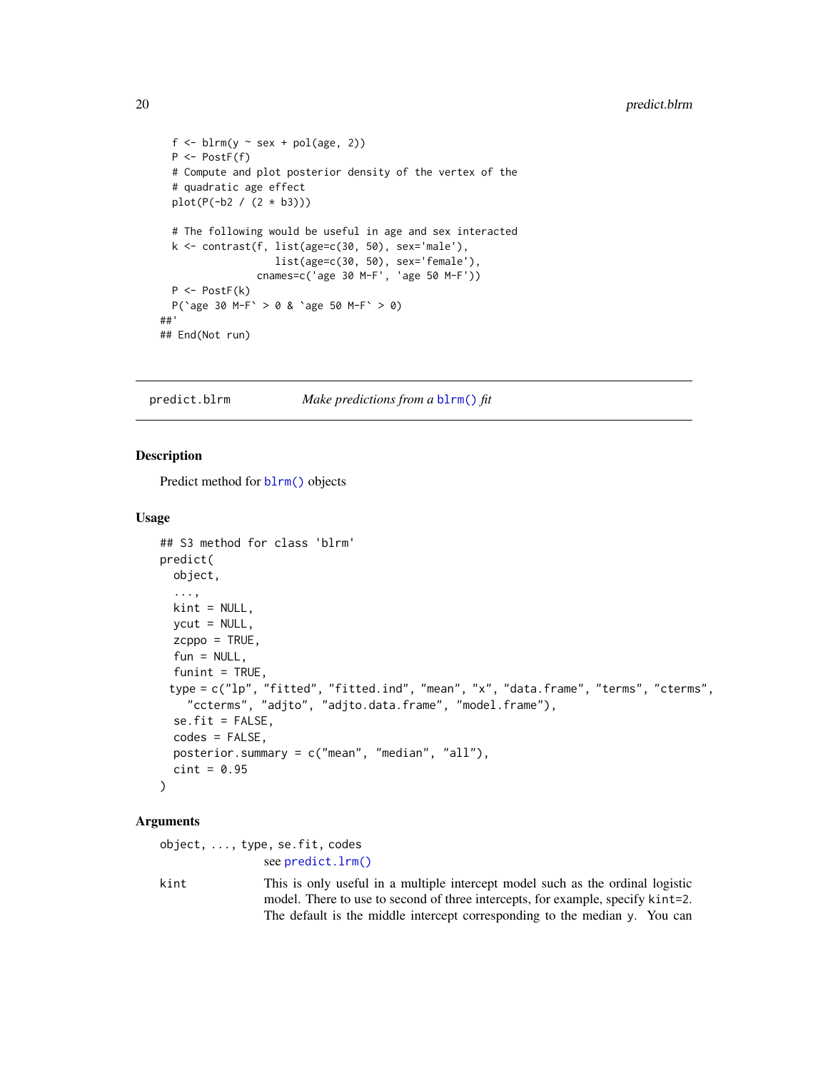```
  f <- blrm(y ~ sex + pol(age, 2))
  P <- PostF(f)
  # Compute and plot posterior density of the vertex of the
  # quadratic age effect
  plot(P(-b2 / (2 * b3)))

  # The following would be useful in age and sex interacted
  k <- contrast(f, list(age=c(30, 50), sex='male'),
                   list(age=c(30, 50), sex='female'),
                cnames=c('age 30 M-F', 'age 50 M-F'))
  P <- PostF(k)
  P(`age 30 M-F` > 0 & `age 50 M-F` > 0)
##'
## End(Not run)
```

## predict.blrm — *Make predictions from a* `blrm()` *fit*

### Description

Predict method for `blrm()` objects

### Usage

```
## S3 method for class 'blrm'
predict(
  object,
  ...,
  kint = NULL,
  ycut = NULL,
  zcppo = TRUE,
  fun = NULL,
  funint = TRUE,
 type = c("lp", "fitted", "fitted.ind", "mean", "x", "data.frame", "terms", "cterms",
    "ccterms", "adjto", "adjto.data.frame", "model.frame"),
  se.fit = FALSE,
  codes = FALSE,
  posterior.summary = c("mean", "median", "all"),
  cint = 0.95
)
```

### Arguments

`object, ..., type, se.fit, codes`
: see `predict.lrm()`

`kint`
: This is only useful in a multiple intercept model such as the ordinal logistic model. There to use to second of three intercepts, for example, specify `kint=2`. The default is the middle intercept corresponding to the median y. You can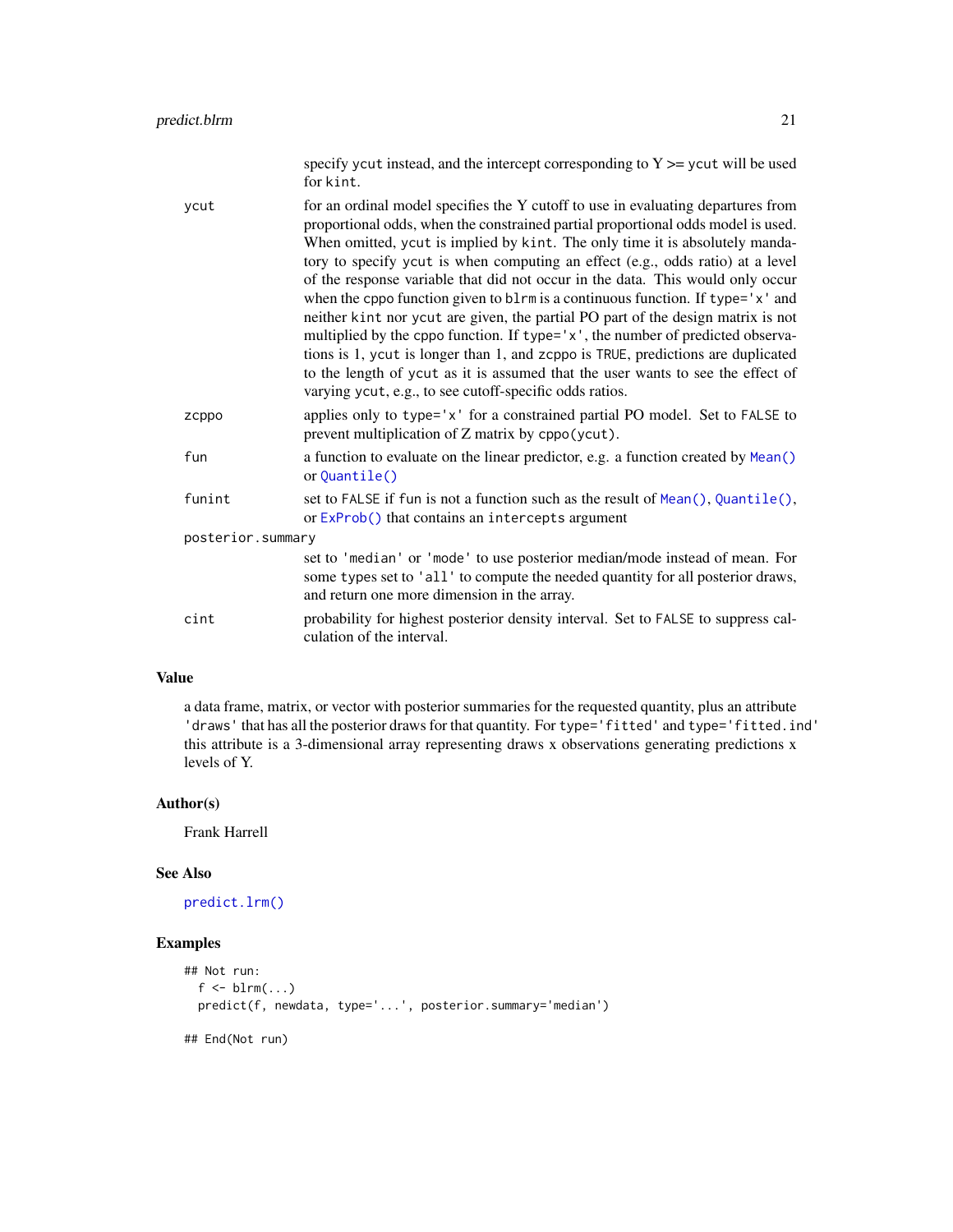specify `ycut` instead, and the intercept corresponding to Y >= `ycut` will be used for `kint`.

`ycut`
: for an ordinal model specifies the Y cutoff to use in evaluating departures from proportional odds, when the constrained partial proportional odds model is used. When omitted, `ycut` is implied by `kint`. The only time it is absolutely mandatory to specify `ycut` is when computing an effect (e.g., odds ratio) at a level of the response variable that did not occur in the data. This would only occur when the `cppo` function given to `blrm` is a continuous function. If `type='x'` and neither `kint` nor `ycut` are given, the partial PO part of the design matrix is not multiplied by the `cppo` function. If `type='x'`, the number of predicted observations is 1, `ycut` is longer than 1, and `zcppo` is `TRUE`, predictions are duplicated to the length of `ycut` as it is assumed that the user wants to see the effect of varying `ycut`, e.g., to see cutoff-specific odds ratios.

`zcppo`
: applies only to `type='x'` for a constrained partial PO model. Set to `FALSE` to prevent multiplication of Z matrix by `cppo(ycut)`.

`fun`
: a function to evaluate on the linear predictor, e.g. a function created by `Mean()` or `Quantile()`

`funint`
: set to `FALSE` if `fun` is not a function such as the result of `Mean()`, `Quantile()`, or `ExProb()` that contains an `intercepts` argument

`posterior.summary`
: set to `'median'` or `'mode'` to use posterior median/mode instead of mean. For some `types` set to `'all'` to compute the needed quantity for all posterior draws, and return one more dimension in the array.

`cint`
: probability for highest posterior density interval. Set to `FALSE` to suppress calculation of the interval.

## Value

a data frame, matrix, or vector with posterior summaries for the requested quantity, plus an attribute `'draws'` that has all the posterior draws for that quantity. For `type='fitted'` and `type='fitted.ind'` this attribute is a 3-dimensional array representing draws x observations generating predictions x levels of Y.

## Author(s)

Frank Harrell

## See Also

`predict.lrm()`

## Examples

```
## Not run:
  f <- blrm(...)
  predict(f, newdata, type='...', posterior.summary='median')

## End(Not run)
```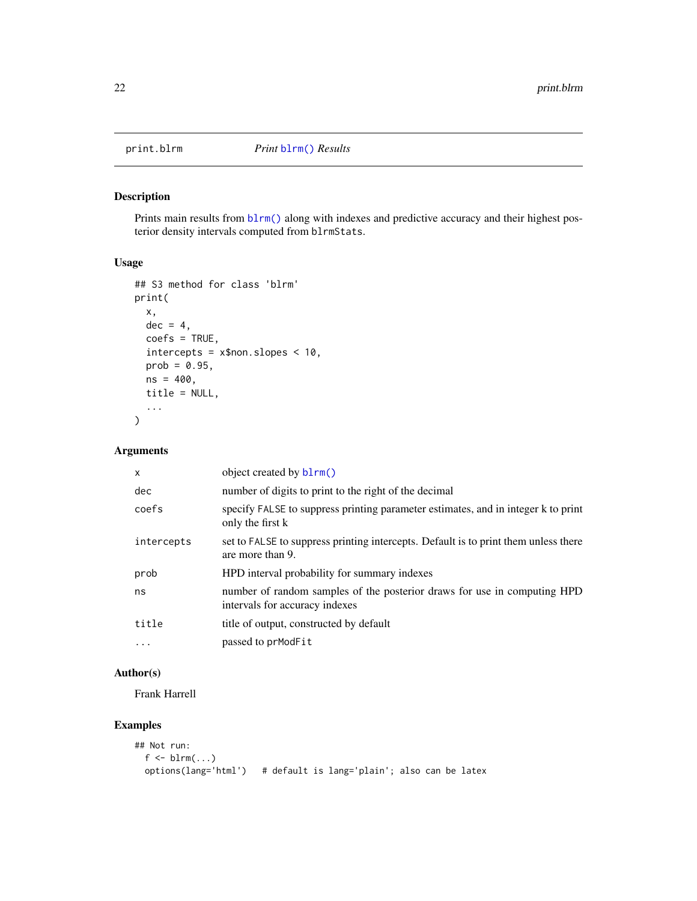print.blrm *Print blrm() Results*

## Description

Prints main results from blrm() along with indexes and predictive accuracy and their highest posterior density intervals computed from blrmStats.

## Usage

```
## S3 method for class 'blrm'
print(
  x,
  dec = 4,
  coefs = TRUE,
  intercepts = x$non.slopes < 10,
  prob = 0.95,
  ns = 400,
  title = NULL,
  ...
)
```

## Arguments

| | |
|---|---|
| x | object created by blrm() |
| dec | number of digits to print to the right of the decimal |
| coefs | specify FALSE to suppress printing parameter estimates, and in integer k to print only the first k |
| intercepts | set to FALSE to suppress printing intercepts. Default is to print them unless there are more than 9. |
| prob | HPD interval probability for summary indexes |
| ns | number of random samples of the posterior draws for use in computing HPD intervals for accuracy indexes |
| title | title of output, constructed by default |
| ... | passed to prModFit |

## Author(s)

Frank Harrell

## Examples

```
## Not run:
  f <- blrm(...)
  options(lang='html')   # default is lang='plain'; also can be latex
```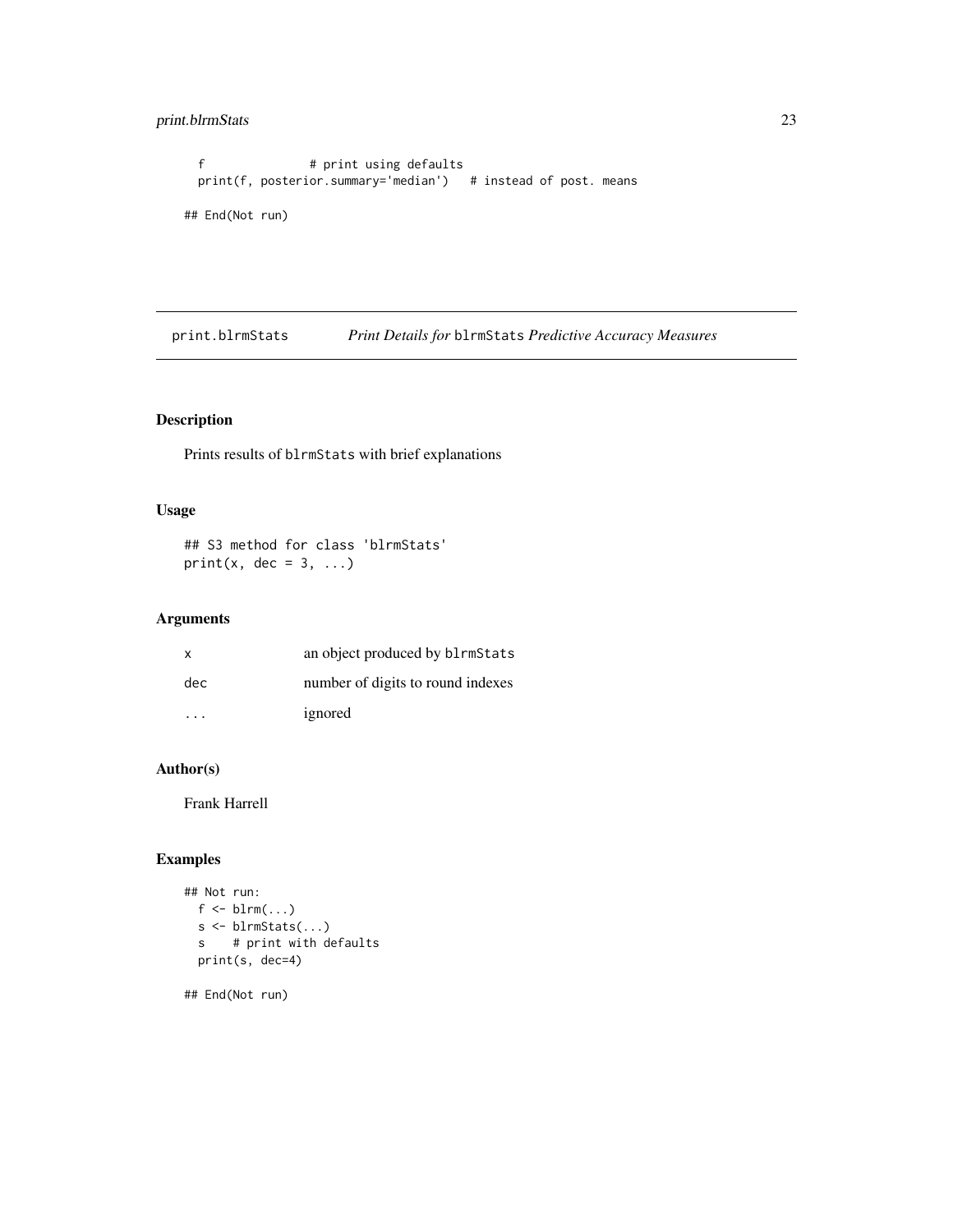```
  f               # print using defaults
  print(f, posterior.summary='median')   # instead of post. means

## End(Not run)
```

---

## print.blrmStats — *Print Details for* `blrmStats` *Predictive Accuracy Measures*

---

### Description

Prints results of `blrmStats` with brief explanations

### Usage

```
## S3 method for class 'blrmStats'
print(x, dec = 3, ...)
```

### Arguments

| | |
|---|---|
| `x` | an object produced by `blrmStats` |
| `dec` | number of digits to round indexes |
| `...` | ignored |

### Author(s)

Frank Harrell

### Examples

```
## Not run:
  f <- blrm(...)
  s <- blrmStats(...)
  s    # print with defaults
  print(s, dec=4)

## End(Not run)
```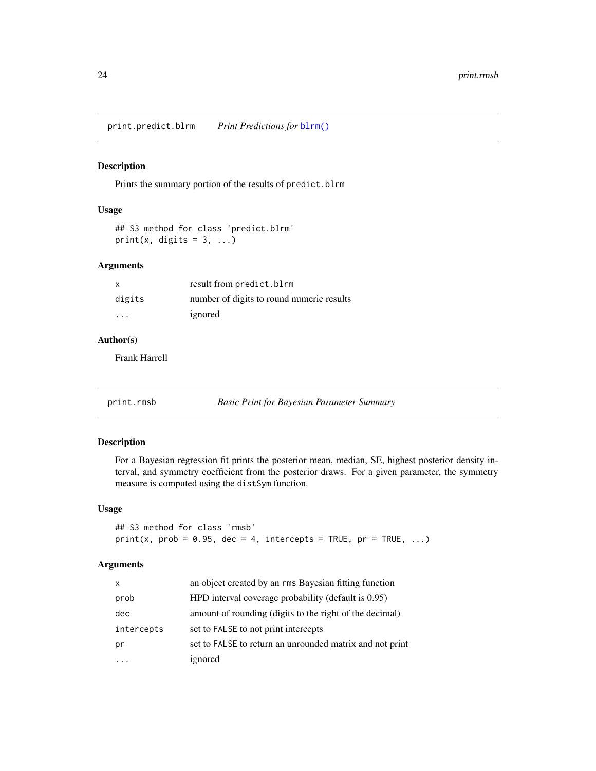## print.predict.blrm *Print Predictions for* blrm()

### Description

Prints the summary portion of the results of `predict.blrm`

### Usage

```
## S3 method for class 'predict.blrm'
print(x, digits = 3, ...)
```

### Arguments

| | |
|---|---|
| x | result from `predict.blrm` |
| digits | number of digits to round numeric results |
| ... | ignored |

### Author(s)

Frank Harrell

## print.rmsb *Basic Print for Bayesian Parameter Summary*

### Description

For a Bayesian regression fit prints the posterior mean, median, SE, highest posterior density interval, and symmetry coefficient from the posterior draws. For a given parameter, the symmetry measure is computed using the `distSym` function.

### Usage

```
## S3 method for class 'rmsb'
print(x, prob = 0.95, dec = 4, intercepts = TRUE, pr = TRUE, ...)
```

### Arguments

| | |
|---|---|
| x | an object created by an `rms` Bayesian fitting function |
| prob | HPD interval coverage probability (default is 0.95) |
| dec | amount of rounding (digits to the right of the decimal) |
| intercepts | set to `FALSE` to not print intercepts |
| pr | set to `FALSE` to return an unrounded matrix and not print |
| ... | ignored |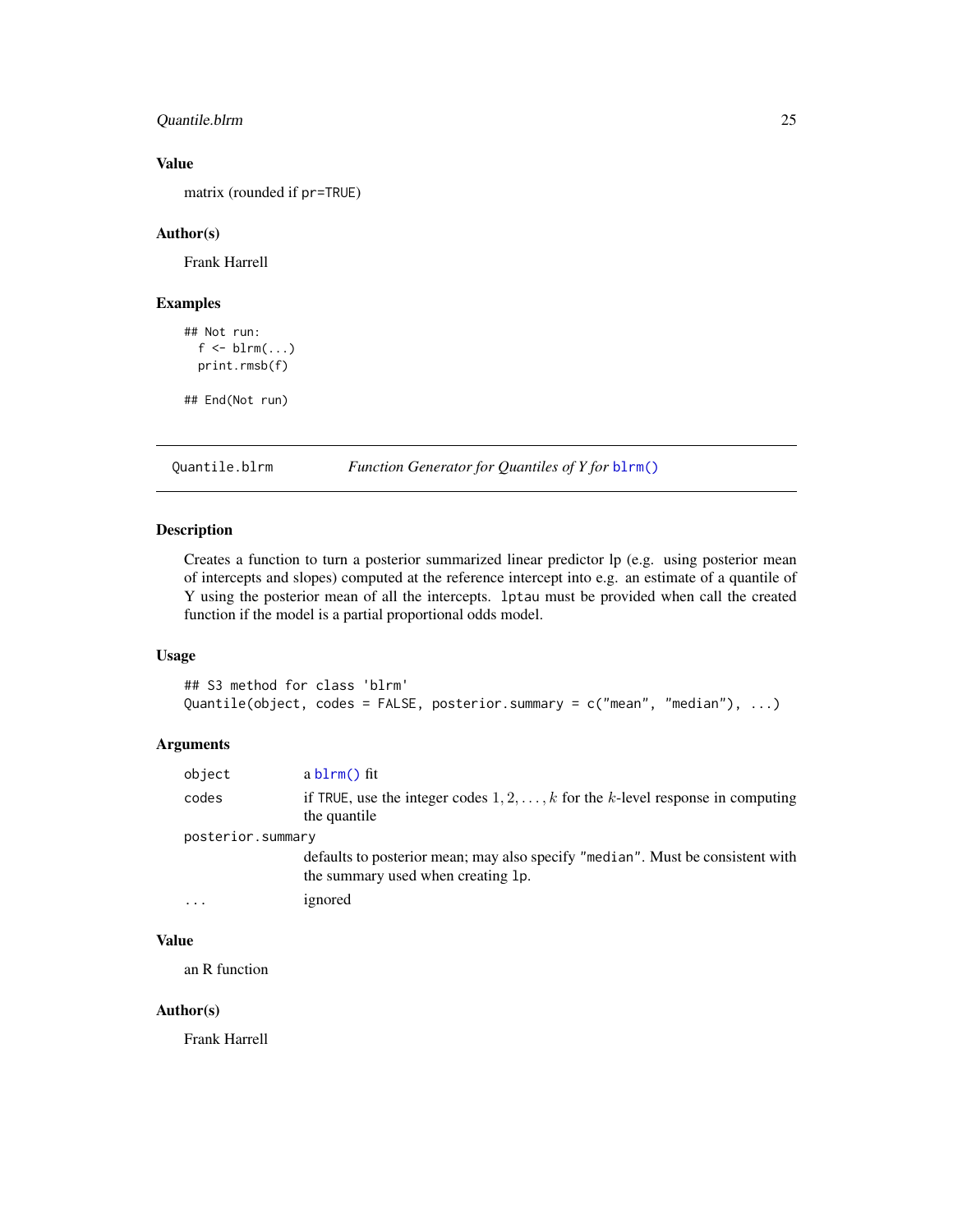### Value

matrix (rounded if `pr=TRUE`)

### Author(s)

Frank Harrell

### Examples

```
## Not run:
  f <- blrm(...)
  print.rmsb(f)

## End(Not run)
```

---

## Quantile.blrm — *Function Generator for Quantiles of Y for* `blrm()`

### Description

Creates a function to turn a posterior summarized linear predictor lp (e.g. using posterior mean of intercepts and slopes) computed at the reference intercept into e.g. an estimate of a quantile of Y using the posterior mean of all the intercepts. `lptau` must be provided when call the created function if the model is a partial proportional odds model.

### Usage

```
## S3 method for class 'blrm'
Quantile(object, codes = FALSE, posterior.summary = c("mean", "median"), ...)
```

### Arguments

| | |
|---|---|
| `object` | a `blrm()` fit |
| `codes` | if `TRUE`, use the integer codes $1, 2, \ldots, k$ for the $k$-level response in computing the quantile |
| `posterior.summary` | defaults to posterior mean; may also specify `"median"`. Must be consistent with the summary used when creating `lp`. |
| `...` | ignored |

### Value

an R function

### Author(s)

Frank Harrell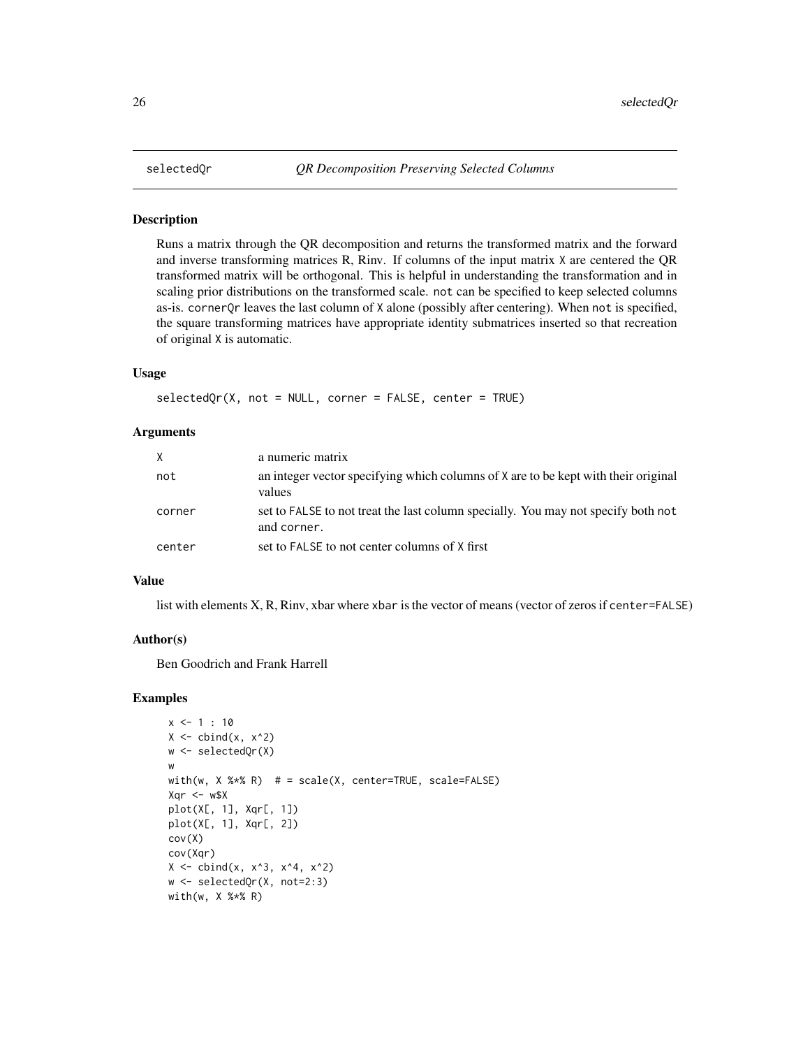## selectedQr — *QR Decomposition Preserving Selected Columns*

### Description

Runs a matrix through the QR decomposition and returns the transformed matrix and the forward and inverse transforming matrices R, Rinv. If columns of the input matrix `X` are centered the QR transformed matrix will be orthogonal. This is helpful in understanding the transformation and in scaling prior distributions on the transformed scale. `not` can be specified to keep selected columns as-is. `cornerQr` leaves the last column of `X` alone (possibly after centering). When `not` is specified, the square transforming matrices have appropriate identity submatrices inserted so that recreation of original `X` is automatic.

### Usage

```
selectedQr(X, not = NULL, corner = FALSE, center = TRUE)
```

### Arguments

| | |
|---|---|
| `X` | a numeric matrix |
| `not` | an integer vector specifying which columns of `X` are to be kept with their original values |
| `corner` | set to `FALSE` to not treat the last column specially. You may not specify both `not` and `corner`. |
| `center` | set to `FALSE` to not center columns of `X` first |

### Value

list with elements X, R, Rinv, xbar where `xbar` is the vector of means (vector of zeros if `center=FALSE`)

### Author(s)

Ben Goodrich and Frank Harrell

### Examples

```
x <- 1 : 10
X <- cbind(x, x^2)
w <- selectedQr(X)
w
with(w, X %*% R)  # = scale(X, center=TRUE, scale=FALSE)
Xqr <- w$X
plot(X[, 1], Xqr[, 1])
plot(X[, 1], Xqr[, 2])
cov(X)
cov(Xqr)
X <- cbind(x, x^3, x^4, x^2)
w <- selectedQr(X, not=2:3)
with(w, X %*% R)
```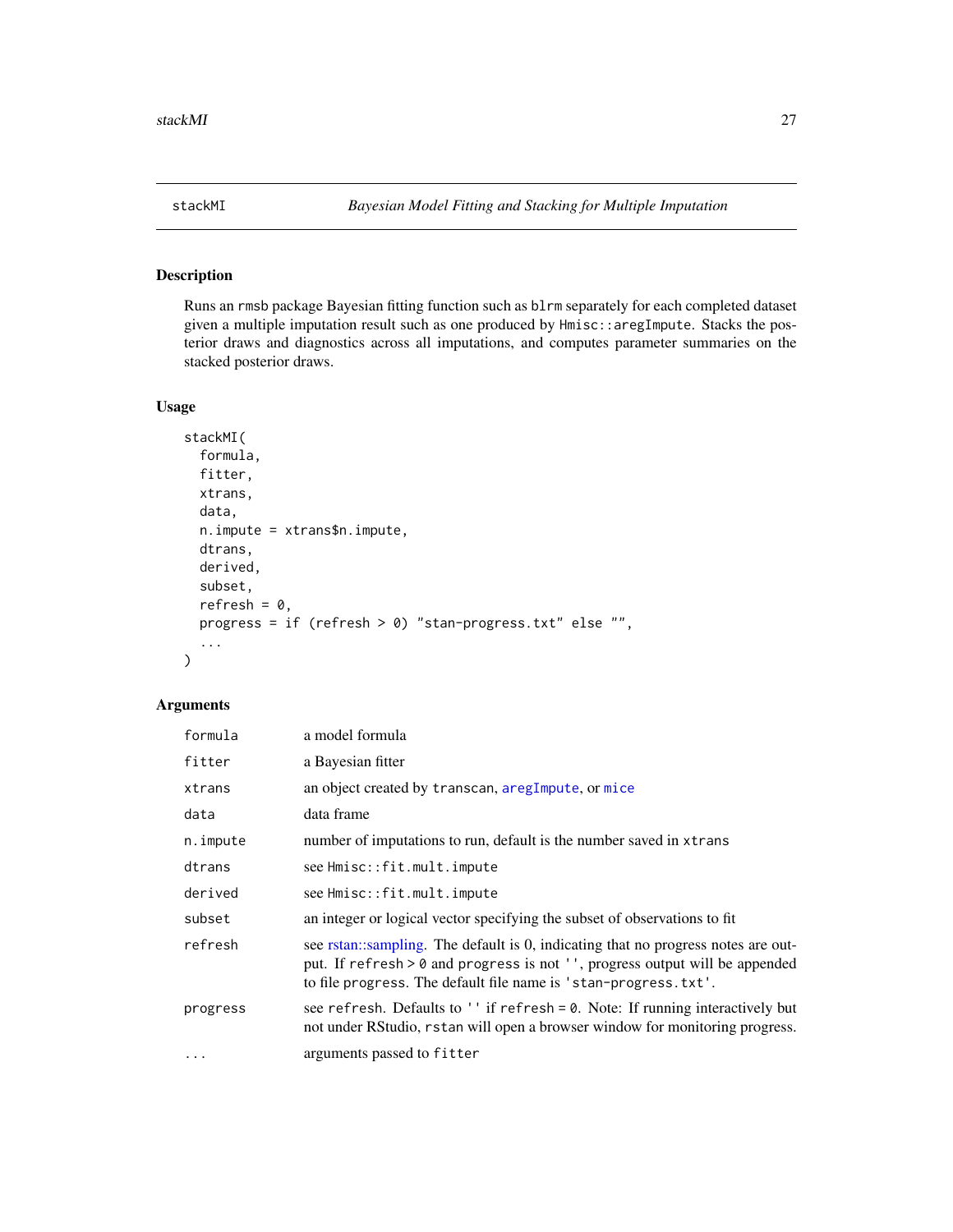## stackMI — *Bayesian Model Fitting and Stacking for Multiple Imputation*

### Description

Runs an `rmsb` package Bayesian fitting function such as `blrm` separately for each completed dataset given a multiple imputation result such as one produced by `Hmisc::aregImpute`. Stacks the posterior draws and diagnostics across all imputations, and computes parameter summaries on the stacked posterior draws.

### Usage

```
stackMI(
  formula,
  fitter,
  xtrans,
  data,
  n.impute = xtrans$n.impute,
  dtrans,
  derived,
  subset,
  refresh = 0,
  progress = if (refresh > 0) "stan-progress.txt" else "",
  ...
)
```

### Arguments

| Argument | Description |
|---|---|
| `formula` | a model formula |
| `fitter` | a Bayesian fitter |
| `xtrans` | an object created by `transcan`, `aregImpute`, or `mice` |
| `data` | data frame |
| `n.impute` | number of imputations to run, default is the number saved in `xtrans` |
| `dtrans` | see `Hmisc::fit.mult.impute` |
| `derived` | see `Hmisc::fit.mult.impute` |
| `subset` | an integer or logical vector specifying the subset of observations to fit |
| `refresh` | see rstan::sampling. The default is 0, indicating that no progress notes are output. If `refresh > 0` and `progress` is not `''`, progress output will be appended to file `progress`. The default file name is `'stan-progress.txt'`. |
| `progress` | see `refresh`. Defaults to `''` if `refresh = 0`. Note: If running interactively but not under RStudio, `rstan` will open a browser window for monitoring progress. |
| `...` | arguments passed to `fitter` |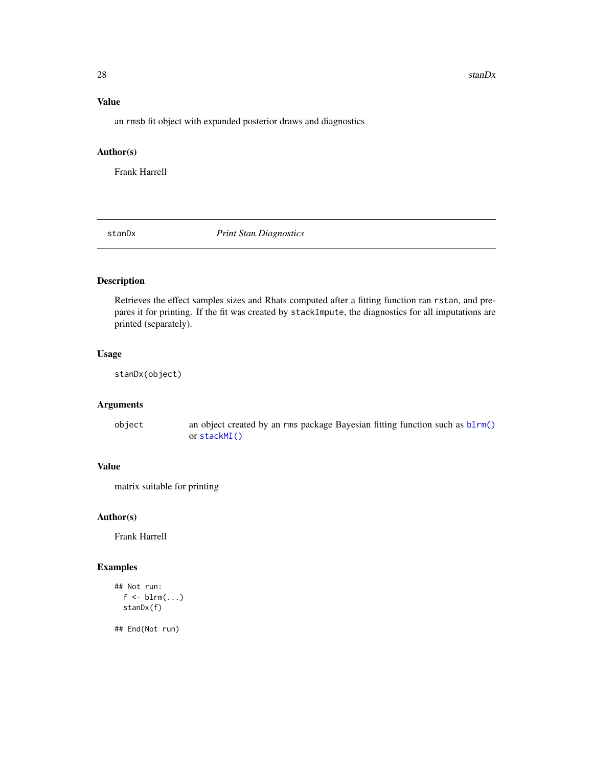## Value

an `rmsb` fit object with expanded posterior draws and diagnostics

## Author(s)

Frank Harrell

---

# stanDx — *Print Stan Diagnostics*

## Description

Retrieves the effect samples sizes and Rhats computed after a fitting function ran `rstan`, and prepares it for printing. If the fit was created by `stackImpute`, the diagnostics for all imputations are printed (separately).

## Usage

```
stanDx(object)
```

## Arguments

| | |
|---|---|
| `object` | an object created by an `rms` package Bayesian fitting function such as `blrm()` or `stackMI()` |

## Value

matrix suitable for printing

## Author(s)

Frank Harrell

## Examples

```
## Not run:
  f <- blrm(...)
  stanDx(f)

## End(Not run)
```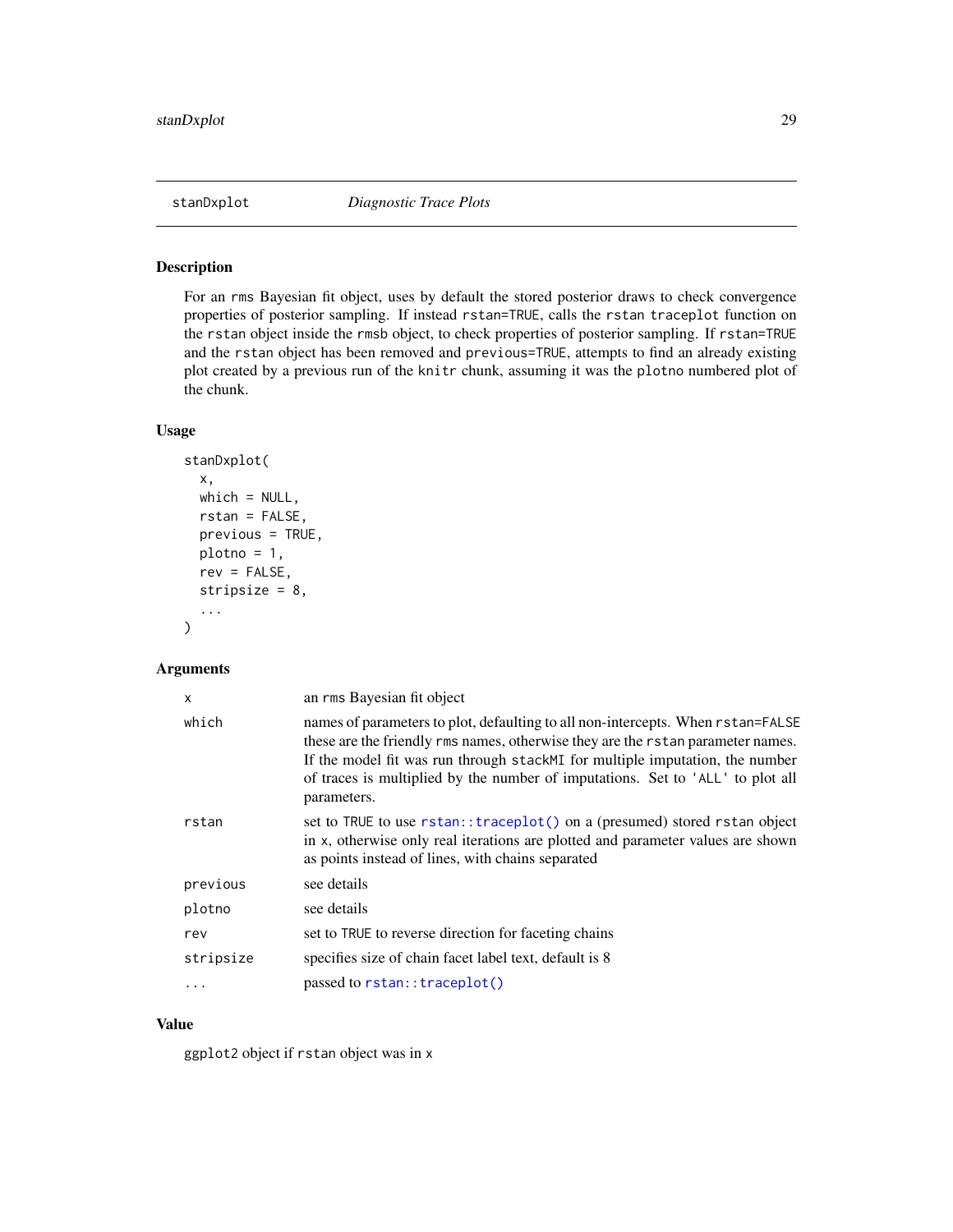## stanDxplot — *Diagnostic Trace Plots*

### Description

For an rms Bayesian fit object, uses by default the stored posterior draws to check convergence properties of posterior sampling. If instead rstan=TRUE, calls the rstan traceplot function on the rstan object inside the rmsb object, to check properties of posterior sampling. If rstan=TRUE and the rstan object has been removed and previous=TRUE, attempts to find an already existing plot created by a previous run of the knitr chunk, assuming it was the plotno numbered plot of the chunk.

### Usage

```
stanDxplot(
  x,
  which = NULL,
  rstan = FALSE,
  previous = TRUE,
  plotno = 1,
  rev = FALSE,
  stripsize = 8,
  ...
)
```

### Arguments

| | |
|---|---|
| x | an rms Bayesian fit object |
| which | names of parameters to plot, defaulting to all non-intercepts. When rstan=FALSE these are the friendly rms names, otherwise they are the rstan parameter names. If the model fit was run through stackMI for multiple imputation, the number of traces is multiplied by the number of imputations. Set to 'ALL' to plot all parameters. |
| rstan | set to TRUE to use rstan::traceplot() on a (presumed) stored rstan object in x, otherwise only real iterations are plotted and parameter values are shown as points instead of lines, with chains separated |
| previous | see details |
| plotno | see details |
| rev | set to TRUE to reverse direction for faceting chains |
| stripsize | specifies size of chain facet label text, default is 8 |
| ... | passed to rstan::traceplot() |

### Value

ggplot2 object if rstan object was in x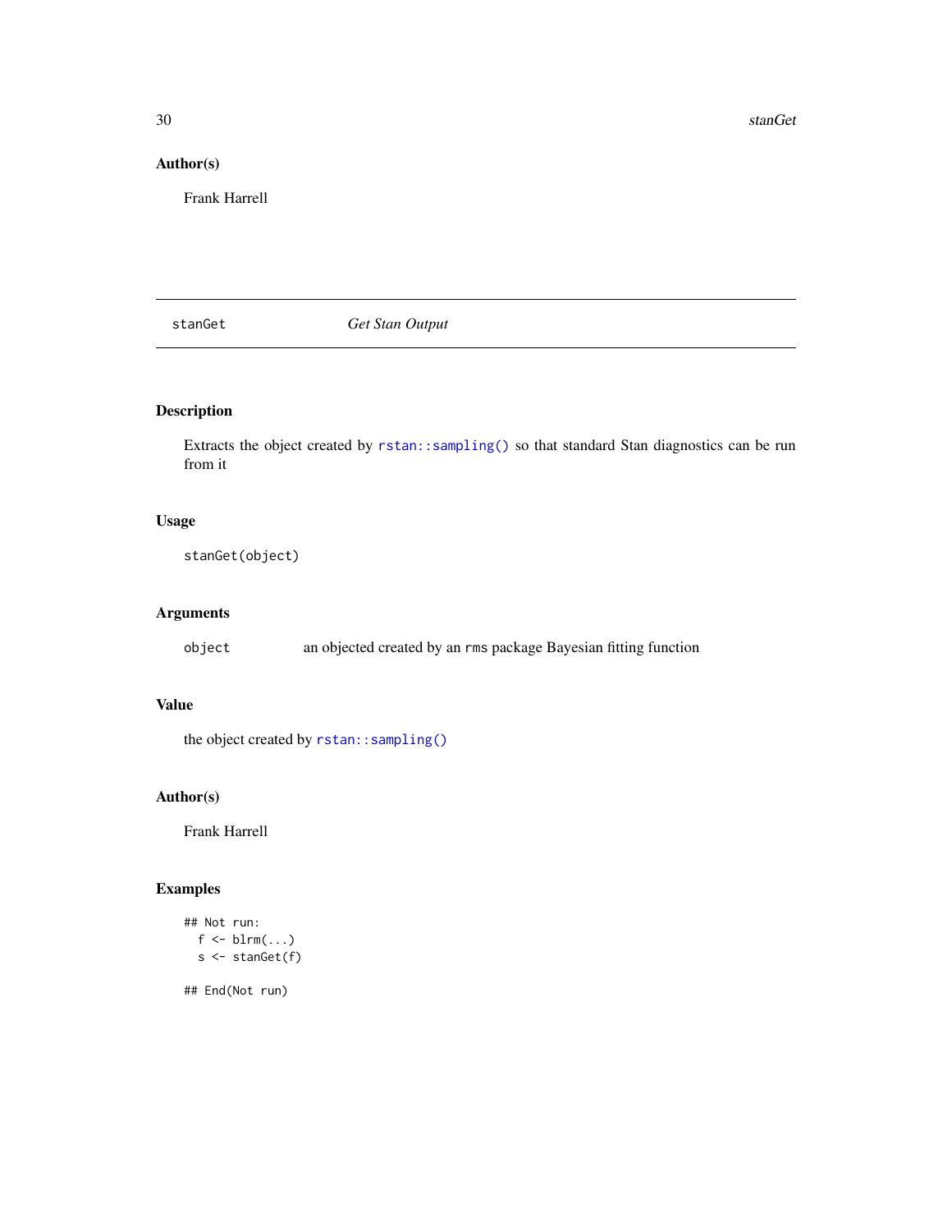### Author(s)

Frank Harrell

---

## stanGet — *Get Stan Output*

---

### Description

Extracts the object created by `rstan::sampling()` so that standard Stan diagnostics can be run from it

### Usage

```
stanGet(object)
```

### Arguments

`object` — an objected created by an `rms` package Bayesian fitting function

### Value

the object created by `rstan::sampling()`

### Author(s)

Frank Harrell

### Examples

```
## Not run:
  f <- blrm(...)
  s <- stanGet(f)

## End(Not run)
```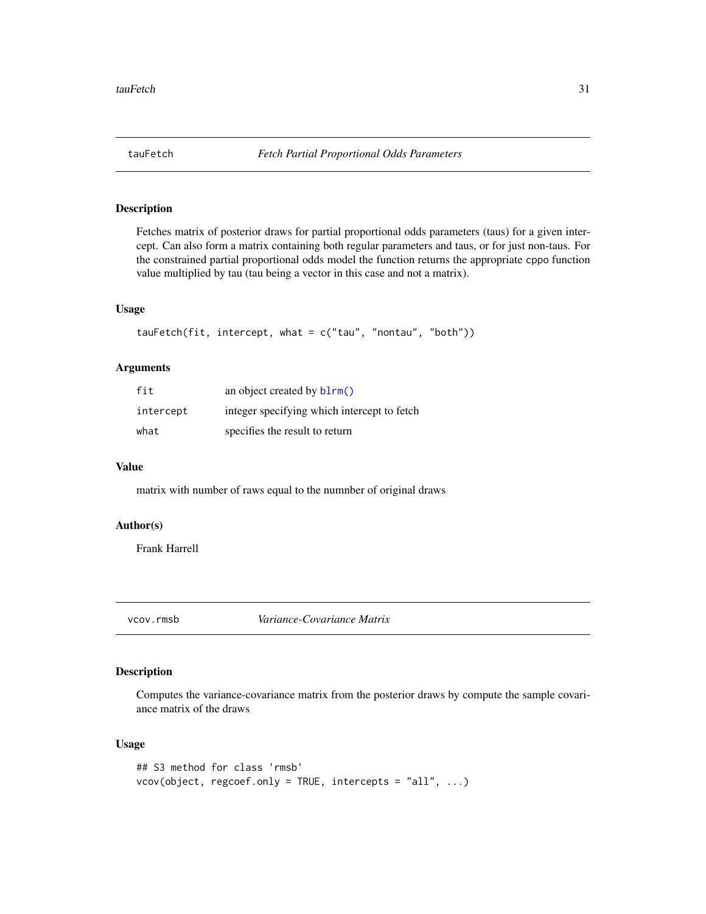## tauFetch *Fetch Partial Proportional Odds Parameters*

### Description

Fetches matrix of posterior draws for partial proportional odds parameters (taus) for a given intercept. Can also form a matrix containing both regular parameters and taus, or for just non-taus. For the constrained partial proportional odds model the function returns the appropriate `cppo` function value multiplied by tau (tau being a vector in this case and not a matrix).

### Usage

```
tauFetch(fit, intercept, what = c("tau", "nontau", "both"))
```

### Arguments

| | |
|---|---|
| `fit` | an object created by `blrm()` |
| `intercept` | integer specifying which intercept to fetch |
| `what` | specifies the result to return |

### Value

matrix with number of raws equal to the numnber of original draws

### Author(s)

Frank Harrell

## vcov.rmsb *Variance-Covariance Matrix*

### Description

Computes the variance-covariance matrix from the posterior draws by compute the sample covariance matrix of the draws

### Usage

```
## S3 method for class 'rmsb'
vcov(object, regcoef.only = TRUE, intercepts = "all", ...)
```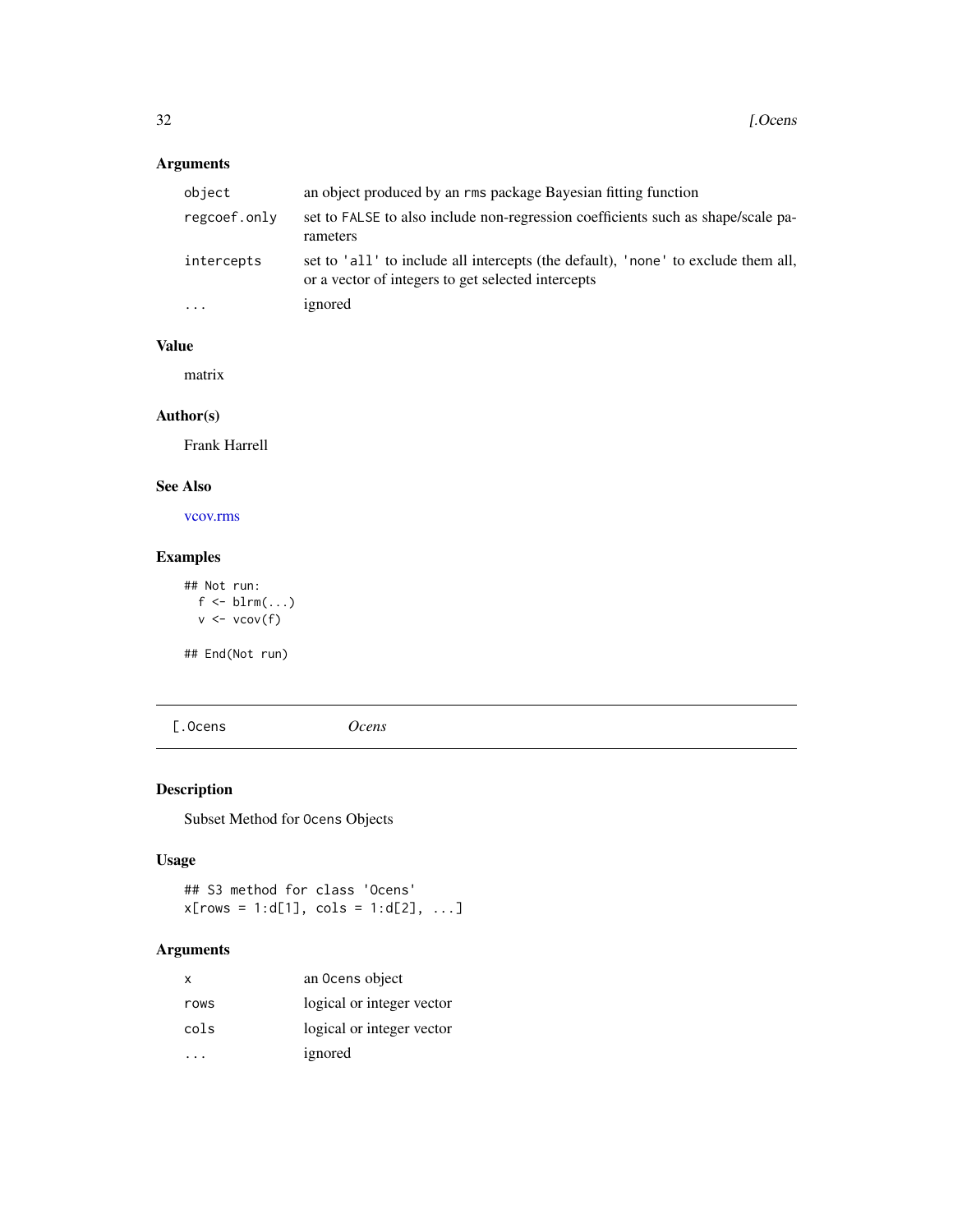## Arguments

| | |
|---|---|
| `object` | an object produced by an `rms` package Bayesian fitting function |
| `regcoef.only` | set to `FALSE` to also include non-regression coefficients such as shape/scale parameters |
| `intercepts` | set to `'all'` to include all intercepts (the default), `'none'` to exclude them all, or a vector of integers to get selected intercepts |
| `...` | ignored |

## Value

matrix

## Author(s)

Frank Harrell

## See Also

vcov.rms

## Examples

```
## Not run:
  f <- blrm(...)
  v <- vcov(f)

## End(Not run)
```

---

`[.Ocens` *Ocens*

---

## Description

Subset Method for `Ocens` Objects

## Usage

```
## S3 method for class 'Ocens'
x[rows = 1:d[1], cols = 1:d[2], ...]
```

## Arguments

| | |
|---|---|
| `x` | an `Ocens` object |
| `rows` | logical or integer vector |
| `cols` | logical or integer vector |
| `...` | ignored |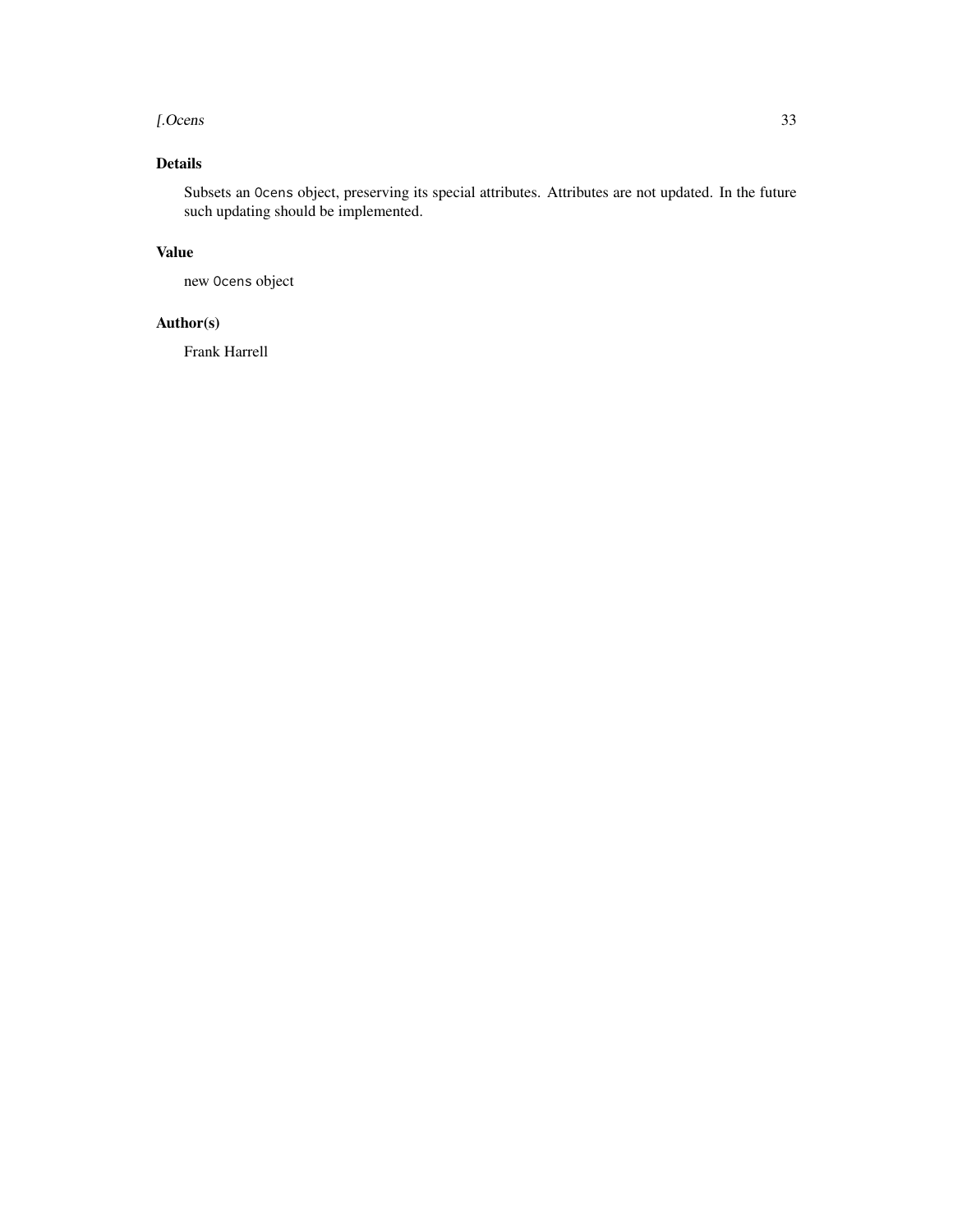## Details

Subsets an `Ocens` object, preserving its special attributes. Attributes are not updated. In the future such updating should be implemented.

## Value

new `Ocens` object

## Author(s)

Frank Harrell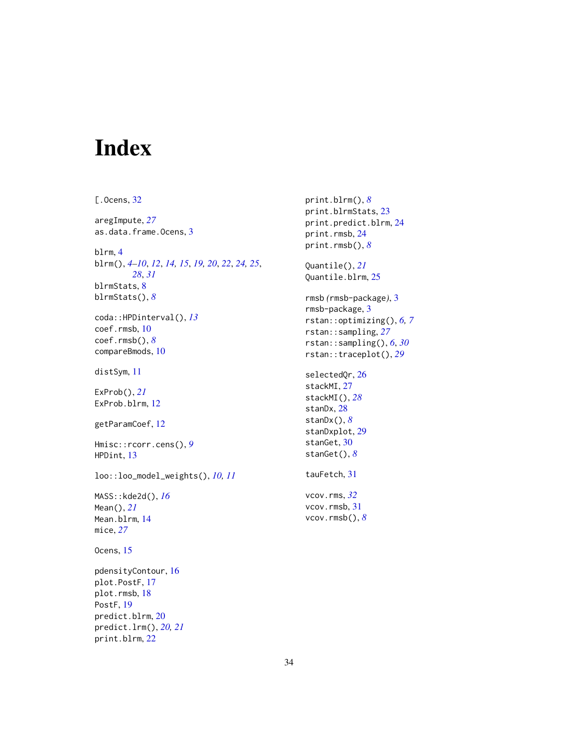# Index

[.Ocens, 32

aregImpute, *27*
as.data.frame.Ocens, 3

blrm, 4
blrm(), *4–10*, *12*, *14, 15*, *19, 20*, *22*, *24, 25*, *28*, *31*
blrmStats, 8
blrmStats(), *8*

coda::HPDinterval(), *13*
coef.rmsb, 10
coef.rmsb(), *8*
compareBmods, 10

distSym, 11

ExProb(), *21*
ExProb.blrm, 12

getParamCoef, 12

Hmisc::rcorr.cens(), *9*
HPDint, 13

loo::loo_model_weights(), *10, 11*

MASS::kde2d(), *16*
Mean(), *21*
Mean.blrm, 14
mice, *27*

Ocens, 15

pdensityContour, 16
plot.PostF, 17
plot.rmsb, 18
PostF, 19
predict.blrm, 20
predict.lrm(), *20, 21*
print.blrm, 22
print.blrm(), *8*
print.blrmStats, 23
print.predict.blrm, 24
print.rmsb, 24
print.rmsb(), *8*

Quantile(), *21*
Quantile.blrm, 25

rmsb (rmsb-package), 3
rmsb-package, 3
rstan::optimizing(), *6, 7*
rstan::sampling, *27*
rstan::sampling(), *6*, *30*
rstan::traceplot(), *29*

selectedQr, 26
stackMI, 27
stackMI(), *28*
stanDx, 28
stanDx(), *8*
stanDxplot, 29
stanGet, 30
stanGet(), *8*

tauFetch, 31

vcov.rms, *32*
vcov.rmsb, 31
vcov.rmsb(), *8*